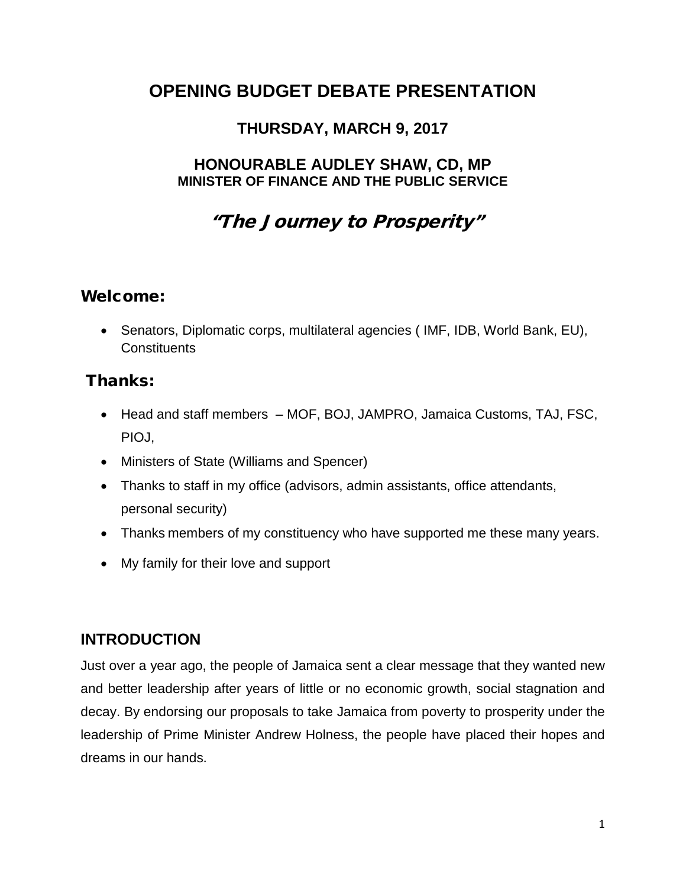# OPENING BUDGET DEBATE PRESENTATION

## THURSDAY, MARCH 9, 2017

### HONOURABLE AUDLEY SHAW, CD, MP
**MINISTER OF FINANCE AND THE PUBLIC SERVICE**

## *"The Journey to Prosperity"*

## Welcome:

- Senators, Diplomatic corps, multilateral agencies ( IMF, IDB, World Bank, EU), Constituents

## Thanks:

- Head and staff members – MOF, BOJ, JAMPRO, Jamaica Customs, TAJ, FSC, PIOJ,
- Ministers of State (Williams and Spencer)
- Thanks to staff in my office (advisors, admin assistants, office attendants, personal security)
- Thanks members of my constituency who have supported me these many years.
- My family for their love and support

## INTRODUCTION

Just over a year ago, the people of Jamaica sent a clear message that they wanted new and better leadership after years of little or no economic growth, social stagnation and decay. By endorsing our proposals to take Jamaica from poverty to prosperity under the leadership of Prime Minister Andrew Holness, the people have placed their hopes and dreams in our hands.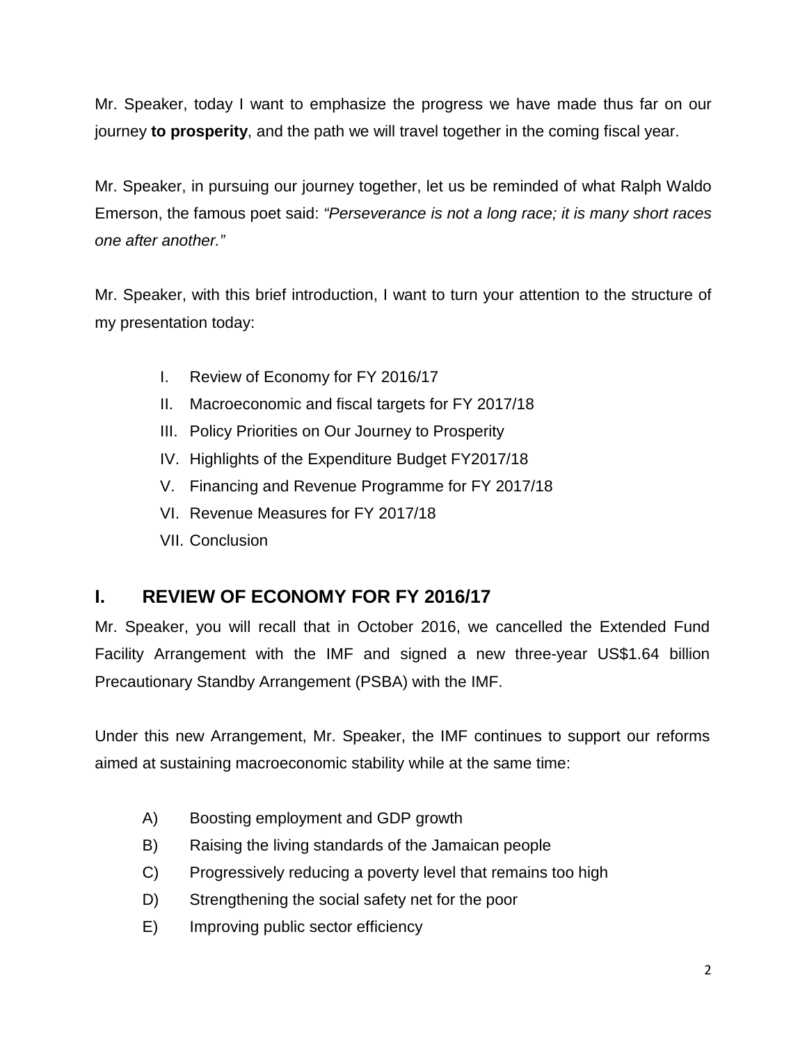Mr. Speaker, today I want to emphasize the progress we have made thus far on our journey **to prosperity**, and the path we will travel together in the coming fiscal year.

Mr. Speaker, in pursuing our journey together, let us be reminded of what Ralph Waldo Emerson, the famous poet said: *"Perseverance is not a long race; it is many short races one after another."*

Mr. Speaker, with this brief introduction, I want to turn your attention to the structure of my presentation today:

I. Review of Economy for FY 2016/17
II. Macroeconomic and fiscal targets for FY 2017/18
III. Policy Priorities on Our Journey to Prosperity
IV. Highlights of the Expenditure Budget FY2017/18
V. Financing and Revenue Programme for FY 2017/18
VI. Revenue Measures for FY 2017/18
VII. Conclusion

## I. REVIEW OF ECONOMY FOR FY 2016/17

Mr. Speaker, you will recall that in October 2016, we cancelled the Extended Fund Facility Arrangement with the IMF and signed a new three-year US$1.64 billion Precautionary Standby Arrangement (PSBA) with the IMF.

Under this new Arrangement, Mr. Speaker, the IMF continues to support our reforms aimed at sustaining macroeconomic stability while at the same time:

A) Boosting employment and GDP growth
B) Raising the living standards of the Jamaican people
C) Progressively reducing a poverty level that remains too high
D) Strengthening the social safety net for the poor
E) Improving public sector efficiency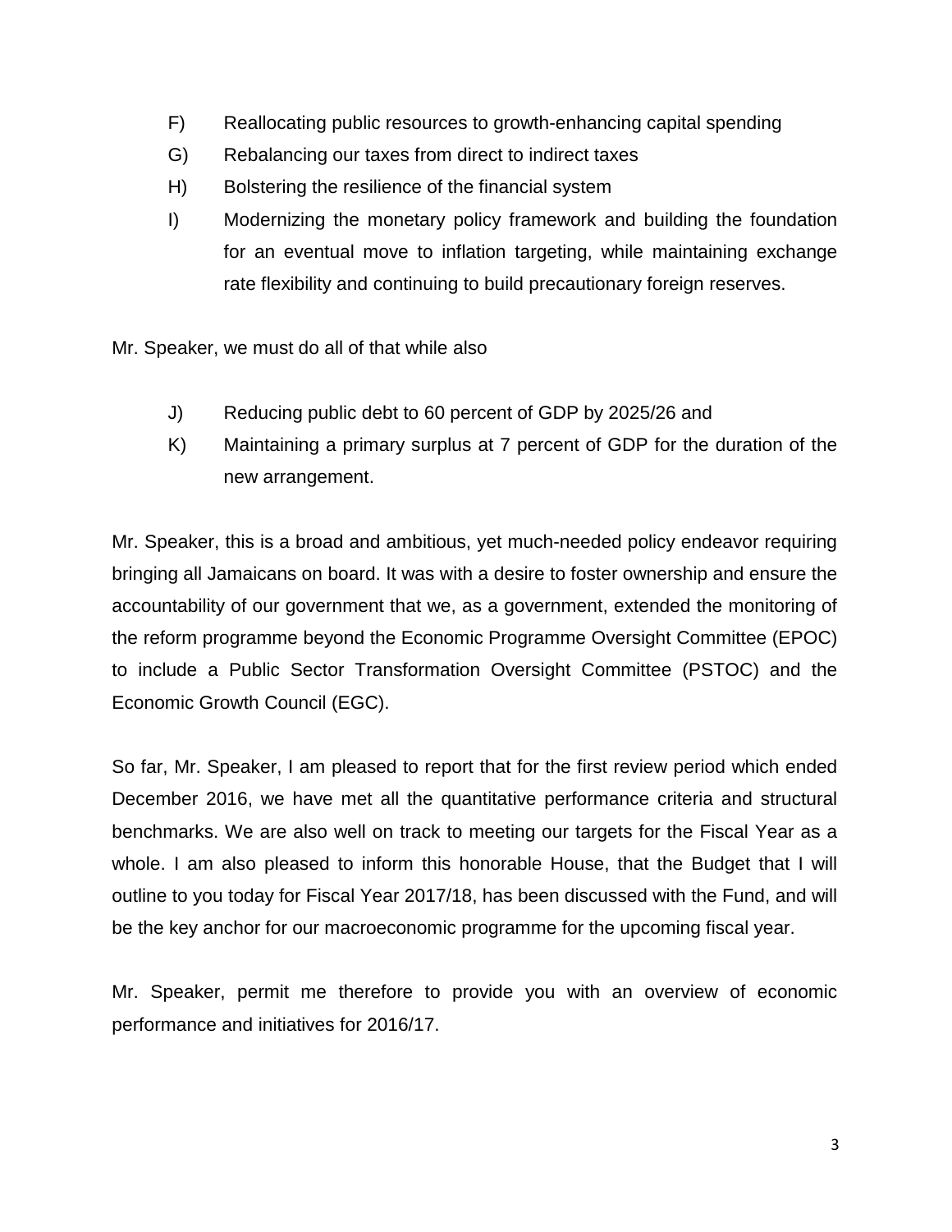F) Reallocating public resources to growth-enhancing capital spending

G) Rebalancing our taxes from direct to indirect taxes

H) Bolstering the resilience of the financial system

I) Modernizing the monetary policy framework and building the foundation for an eventual move to inflation targeting, while maintaining exchange rate flexibility and continuing to build precautionary foreign reserves.

Mr. Speaker, we must do all of that while also

J) Reducing public debt to 60 percent of GDP by 2025/26 and

K) Maintaining a primary surplus at 7 percent of GDP for the duration of the new arrangement.

Mr. Speaker, this is a broad and ambitious, yet much-needed policy endeavor requiring bringing all Jamaicans on board. It was with a desire to foster ownership and ensure the accountability of our government that we, as a government, extended the monitoring of the reform programme beyond the Economic Programme Oversight Committee (EPOC) to include a Public Sector Transformation Oversight Committee (PSTOC) and the Economic Growth Council (EGC).

So far, Mr. Speaker, I am pleased to report that for the first review period which ended December 2016, we have met all the quantitative performance criteria and structural benchmarks. We are also well on track to meeting our targets for the Fiscal Year as a whole. I am also pleased to inform this honorable House, that the Budget that I will outline to you today for Fiscal Year 2017/18, has been discussed with the Fund, and will be the key anchor for our macroeconomic programme for the upcoming fiscal year.

Mr. Speaker, permit me therefore to provide you with an overview of economic performance and initiatives for 2016/17.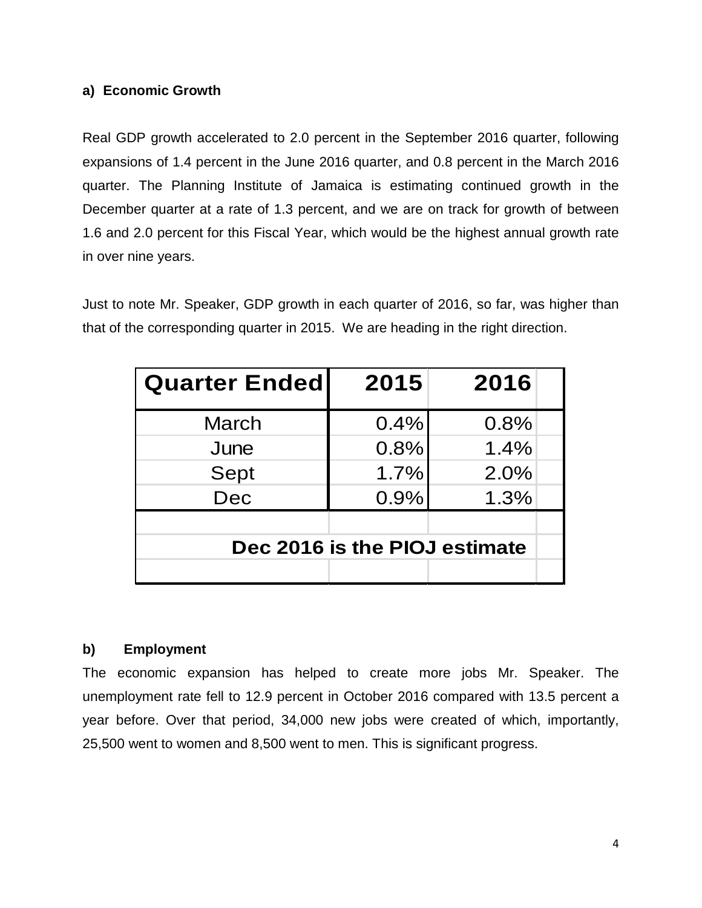#### a) Economic Growth

Real GDP growth accelerated to 2.0 percent in the September 2016 quarter, following expansions of 1.4 percent in the June 2016 quarter, and 0.8 percent in the March 2016 quarter. The Planning Institute of Jamaica is estimating continued growth in the December quarter at a rate of 1.3 percent, and we are on track for growth of between 1.6 and 2.0 percent for this Fiscal Year, which would be the highest annual growth rate in over nine years.

Just to note Mr. Speaker, GDP growth in each quarter of 2016, so far, was higher than that of the corresponding quarter in 2015. We are heading in the right direction.

| Quarter Ended | 2015 | 2016 |
|---|---|---|
| March | 0.4% | 0.8% |
| June | 0.8% | 1.4% |
| Sept | 1.7% | 2.0% |
| Dec | 0.9% | 1.3% |
| **Dec 2016 is the PIOJ estimate** | | |

#### b) Employment

The economic expansion has helped to create more jobs Mr. Speaker. The unemployment rate fell to 12.9 percent in October 2016 compared with 13.5 percent a year before. Over that period, 34,000 new jobs were created of which, importantly, 25,500 went to women and 8,500 went to men. This is significant progress.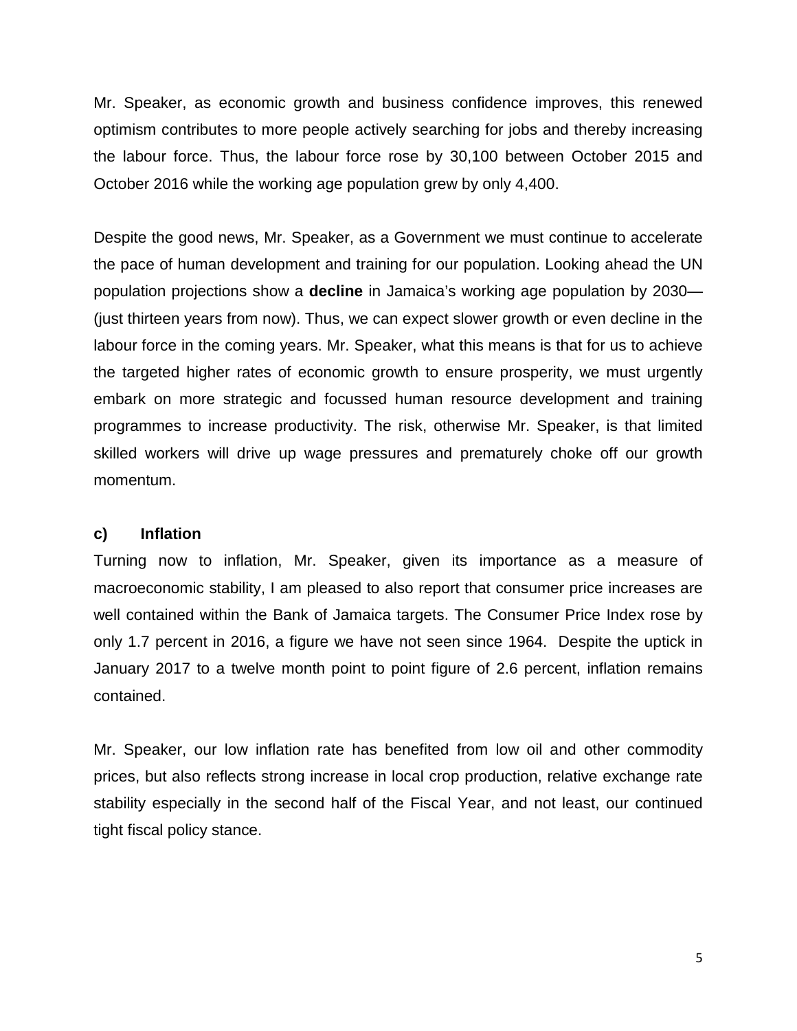Mr. Speaker, as economic growth and business confidence improves, this renewed optimism contributes to more people actively searching for jobs and thereby increasing the labour force. Thus, the labour force rose by 30,100 between October 2015 and October 2016 while the working age population grew by only 4,400.

Despite the good news, Mr. Speaker, as a Government we must continue to accelerate the pace of human development and training for our population. Looking ahead the UN population projections show a **decline** in Jamaica's working age population by 2030—(just thirteen years from now). Thus, we can expect slower growth or even decline in the labour force in the coming years. Mr. Speaker, what this means is that for us to achieve the targeted higher rates of economic growth to ensure prosperity, we must urgently embark on more strategic and focussed human resource development and training programmes to increase productivity. The risk, otherwise Mr. Speaker, is that limited skilled workers will drive up wage pressures and prematurely choke off our growth momentum.

### c) Inflation

Turning now to inflation, Mr. Speaker, given its importance as a measure of macroeconomic stability, I am pleased to also report that consumer price increases are well contained within the Bank of Jamaica targets. The Consumer Price Index rose by only 1.7 percent in 2016, a figure we have not seen since 1964. Despite the uptick in January 2017 to a twelve month point to point figure of 2.6 percent, inflation remains contained.

Mr. Speaker, our low inflation rate has benefited from low oil and other commodity prices, but also reflects strong increase in local crop production, relative exchange rate stability especially in the second half of the Fiscal Year, and not least, our continued tight fiscal policy stance.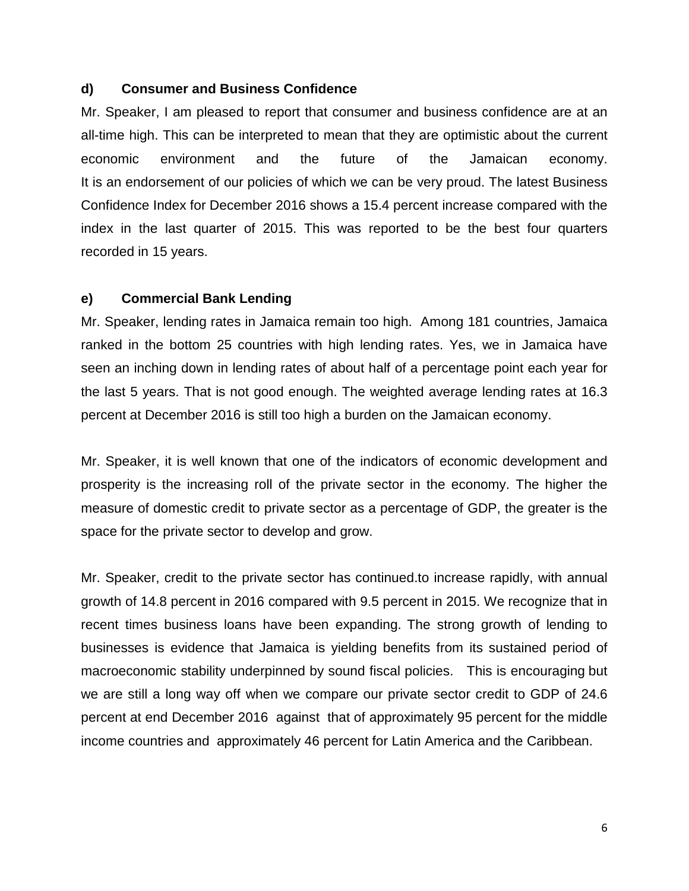### d) Consumer and Business Confidence

Mr. Speaker, I am pleased to report that consumer and business confidence are at an all-time high. This can be interpreted to mean that they are optimistic about the current economic environment and the future of the Jamaican economy. It is an endorsement of our policies of which we can be very proud. The latest Business Confidence Index for December 2016 shows a 15.4 percent increase compared with the index in the last quarter of 2015. This was reported to be the best four quarters recorded in 15 years.

### e) Commercial Bank Lending

Mr. Speaker, lending rates in Jamaica remain too high. Among 181 countries, Jamaica ranked in the bottom 25 countries with high lending rates. Yes, we in Jamaica have seen an inching down in lending rates of about half of a percentage point each year for the last 5 years. That is not good enough. The weighted average lending rates at 16.3 percent at December 2016 is still too high a burden on the Jamaican economy.

Mr. Speaker, it is well known that one of the indicators of economic development and prosperity is the increasing roll of the private sector in the economy. The higher the measure of domestic credit to private sector as a percentage of GDP, the greater is the space for the private sector to develop and grow.

Mr. Speaker, credit to the private sector has continued.to increase rapidly, with annual growth of 14.8 percent in 2016 compared with 9.5 percent in 2015. We recognize that in recent times business loans have been expanding. The strong growth of lending to businesses is evidence that Jamaica is yielding benefits from its sustained period of macroeconomic stability underpinned by sound fiscal policies. This is encouraging but we are still a long way off when we compare our private sector credit to GDP of 24.6 percent at end December 2016 against that of approximately 95 percent for the middle income countries and approximately 46 percent for Latin America and the Caribbean.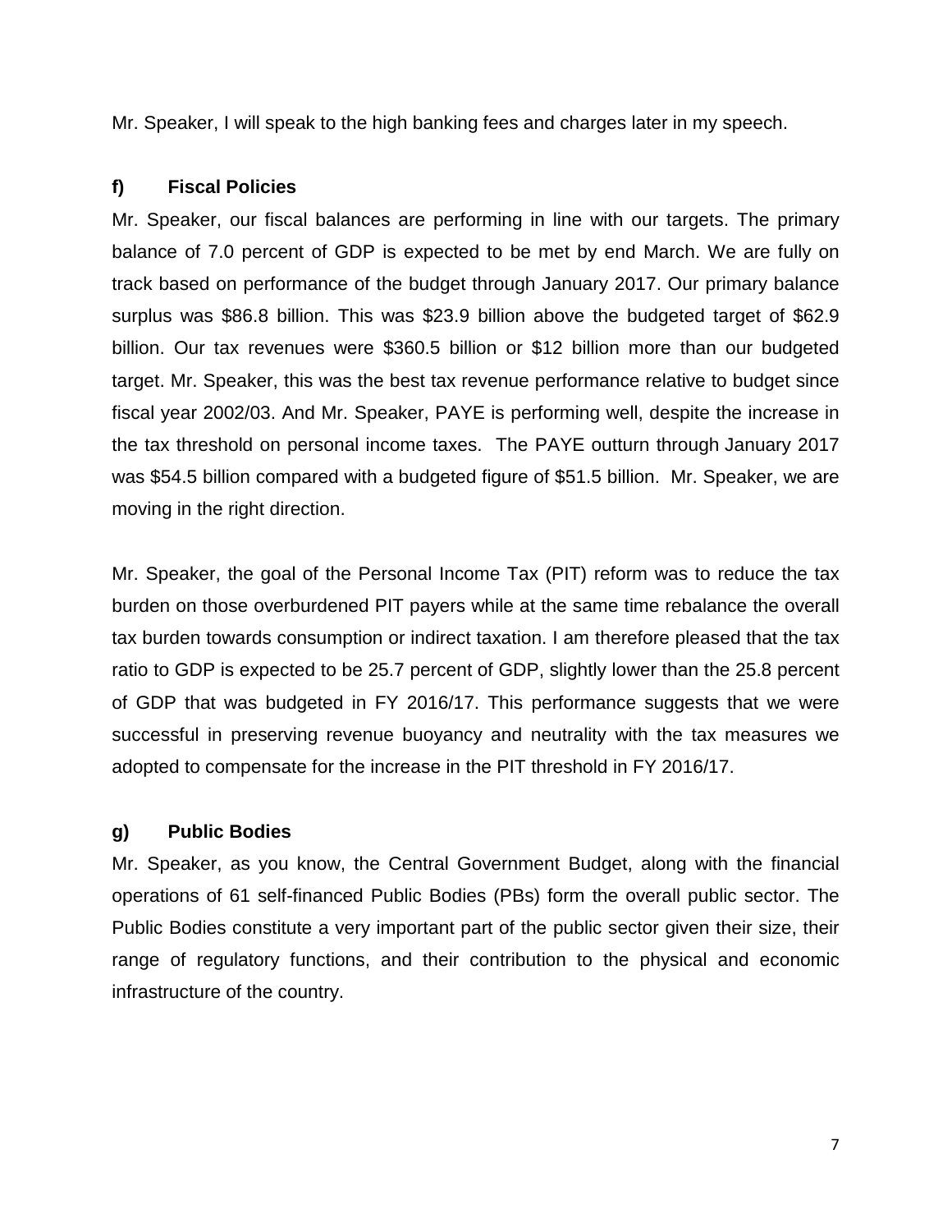Mr. Speaker, I will speak to the high banking fees and charges later in my speech.

### f) Fiscal Policies

Mr. Speaker, our fiscal balances are performing in line with our targets. The primary balance of 7.0 percent of GDP is expected to be met by end March. We are fully on track based on performance of the budget through January 2017. Our primary balance surplus was $86.8 billion. This was $23.9 billion above the budgeted target of $62.9 billion. Our tax revenues were $360.5 billion or $12 billion more than our budgeted target. Mr. Speaker, this was the best tax revenue performance relative to budget since fiscal year 2002/03. And Mr. Speaker, PAYE is performing well, despite the increase in the tax threshold on personal income taxes. The PAYE outturn through January 2017 was $54.5 billion compared with a budgeted figure of $51.5 billion. Mr. Speaker, we are moving in the right direction.

Mr. Speaker, the goal of the Personal Income Tax (PIT) reform was to reduce the tax burden on those overburdened PIT payers while at the same time rebalance the overall tax burden towards consumption or indirect taxation. I am therefore pleased that the tax ratio to GDP is expected to be 25.7 percent of GDP, slightly lower than the 25.8 percent of GDP that was budgeted in FY 2016/17. This performance suggests that we were successful in preserving revenue buoyancy and neutrality with the tax measures we adopted to compensate for the increase in the PIT threshold in FY 2016/17.

### g) Public Bodies

Mr. Speaker, as you know, the Central Government Budget, along with the financial operations of 61 self-financed Public Bodies (PBs) form the overall public sector. The Public Bodies constitute a very important part of the public sector given their size, their range of regulatory functions, and their contribution to the physical and economic infrastructure of the country.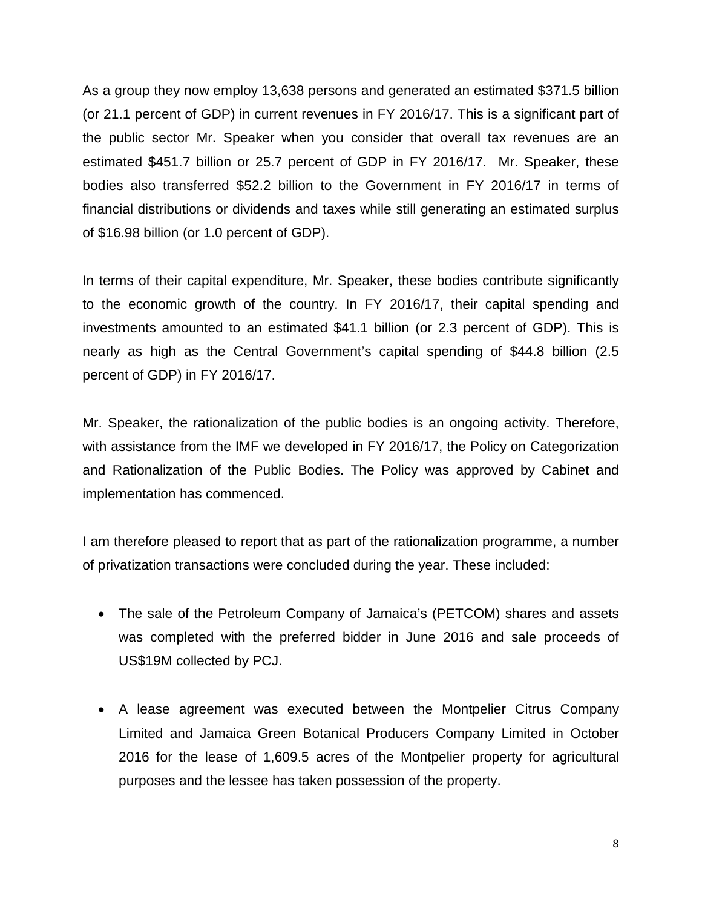As a group they now employ 13,638 persons and generated an estimated $371.5 billion (or 21.1 percent of GDP) in current revenues in FY 2016/17. This is a significant part of the public sector Mr. Speaker when you consider that overall tax revenues are an estimated $451.7 billion or 25.7 percent of GDP in FY 2016/17. Mr. Speaker, these bodies also transferred $52.2 billion to the Government in FY 2016/17 in terms of financial distributions or dividends and taxes while still generating an estimated surplus of $16.98 billion (or 1.0 percent of GDP).

In terms of their capital expenditure, Mr. Speaker, these bodies contribute significantly to the economic growth of the country. In FY 2016/17, their capital spending and investments amounted to an estimated $41.1 billion (or 2.3 percent of GDP). This is nearly as high as the Central Government's capital spending of $44.8 billion (2.5 percent of GDP) in FY 2016/17.

Mr. Speaker, the rationalization of the public bodies is an ongoing activity. Therefore, with assistance from the IMF we developed in FY 2016/17, the Policy on Categorization and Rationalization of the Public Bodies. The Policy was approved by Cabinet and implementation has commenced.

I am therefore pleased to report that as part of the rationalization programme, a number of privatization transactions were concluded during the year. These included:

- The sale of the Petroleum Company of Jamaica's (PETCOM) shares and assets was completed with the preferred bidder in June 2016 and sale proceeds of US$19M collected by PCJ.

- A lease agreement was executed between the Montpelier Citrus Company Limited and Jamaica Green Botanical Producers Company Limited in October 2016 for the lease of 1,609.5 acres of the Montpelier property for agricultural purposes and the lessee has taken possession of the property.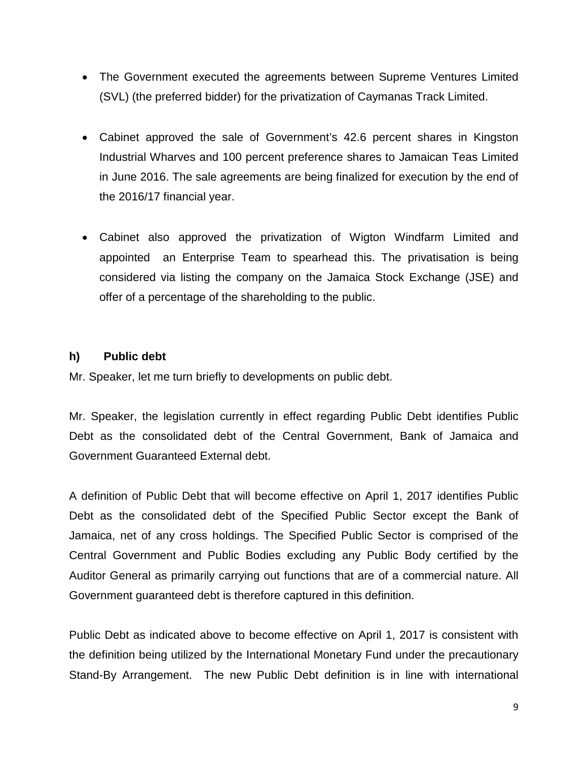- The Government executed the agreements between Supreme Ventures Limited (SVL) (the preferred bidder) for the privatization of Caymanas Track Limited.

- Cabinet approved the sale of Government's 42.6 percent shares in Kingston Industrial Wharves and 100 percent preference shares to Jamaican Teas Limited in June 2016. The sale agreements are being finalized for execution by the end of the 2016/17 financial year.

- Cabinet also approved the privatization of Wigton Windfarm Limited and appointed an Enterprise Team to spearhead this. The privatisation is being considered via listing the company on the Jamaica Stock Exchange (JSE) and offer of a percentage of the shareholding to the public.

### h) Public debt

Mr. Speaker, let me turn briefly to developments on public debt.

Mr. Speaker, the legislation currently in effect regarding Public Debt identifies Public Debt as the consolidated debt of the Central Government, Bank of Jamaica and Government Guaranteed External debt.

A definition of Public Debt that will become effective on April 1, 2017 identifies Public Debt as the consolidated debt of the Specified Public Sector except the Bank of Jamaica, net of any cross holdings. The Specified Public Sector is comprised of the Central Government and Public Bodies excluding any Public Body certified by the Auditor General as primarily carrying out functions that are of a commercial nature. All Government guaranteed debt is therefore captured in this definition.

Public Debt as indicated above to become effective on April 1, 2017 is consistent with the definition being utilized by the International Monetary Fund under the precautionary Stand-By Arrangement. The new Public Debt definition is in line with international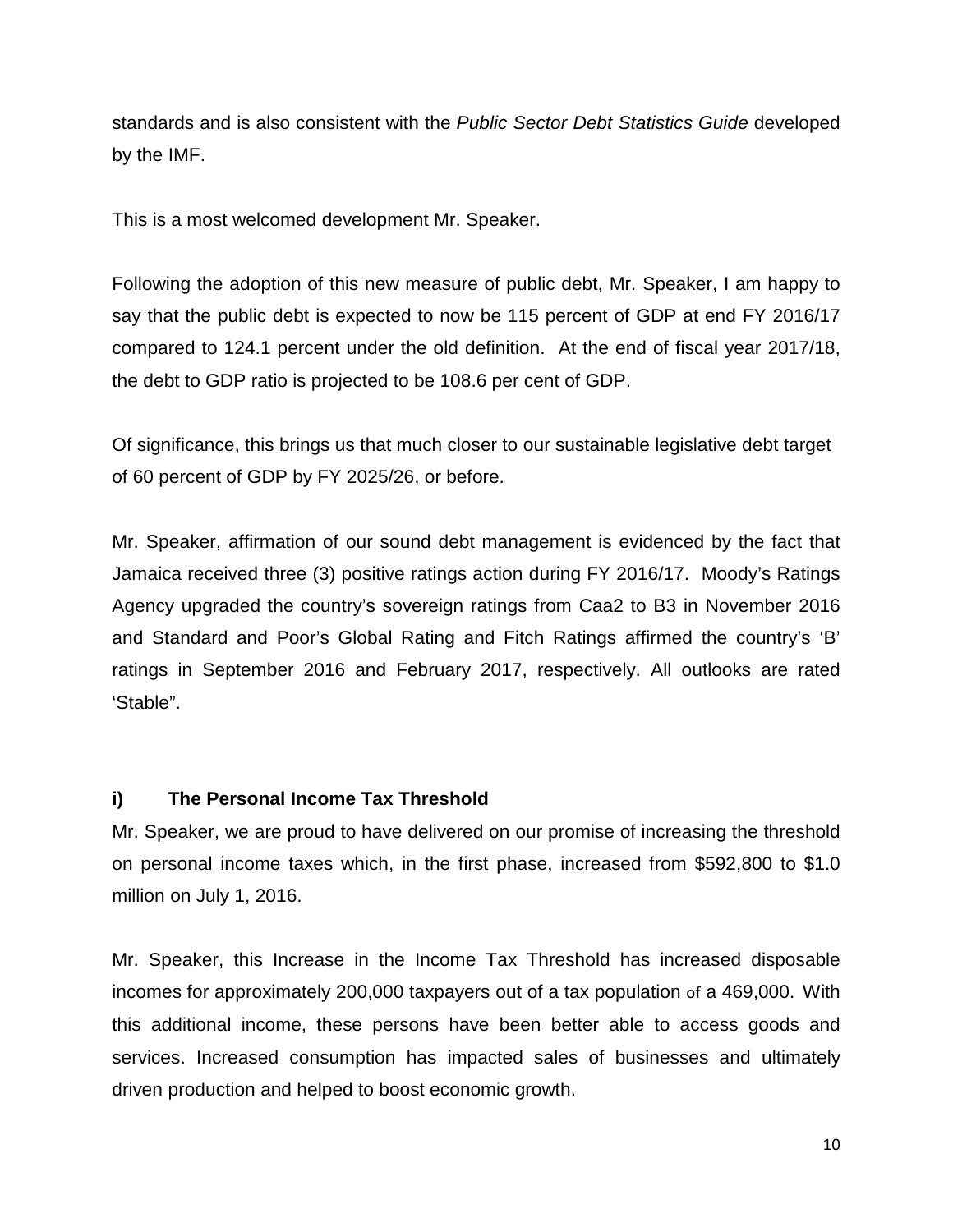standards and is also consistent with the *Public Sector Debt Statistics Guide* developed by the IMF.

This is a most welcomed development Mr. Speaker.

Following the adoption of this new measure of public debt, Mr. Speaker, I am happy to say that the public debt is expected to now be 115 percent of GDP at end FY 2016/17 compared to 124.1 percent under the old definition. At the end of fiscal year 2017/18, the debt to GDP ratio is projected to be 108.6 per cent of GDP.

Of significance, this brings us that much closer to our sustainable legislative debt target of 60 percent of GDP by FY 2025/26, or before.

Mr. Speaker, affirmation of our sound debt management is evidenced by the fact that Jamaica received three (3) positive ratings action during FY 2016/17. Moody's Ratings Agency upgraded the country's sovereign ratings from Caa2 to B3 in November 2016 and Standard and Poor's Global Rating and Fitch Ratings affirmed the country's 'B' ratings in September 2016 and February 2017, respectively. All outlooks are rated 'Stable".

### i) The Personal Income Tax Threshold

Mr. Speaker, we are proud to have delivered on our promise of increasing the threshold on personal income taxes which, in the first phase, increased from $592,800 to $1.0 million on July 1, 2016.

Mr. Speaker, this Increase in the Income Tax Threshold has increased disposable incomes for approximately 200,000 taxpayers out of a tax population of a 469,000. With this additional income, these persons have been better able to access goods and services. Increased consumption has impacted sales of businesses and ultimately driven production and helped to boost economic growth.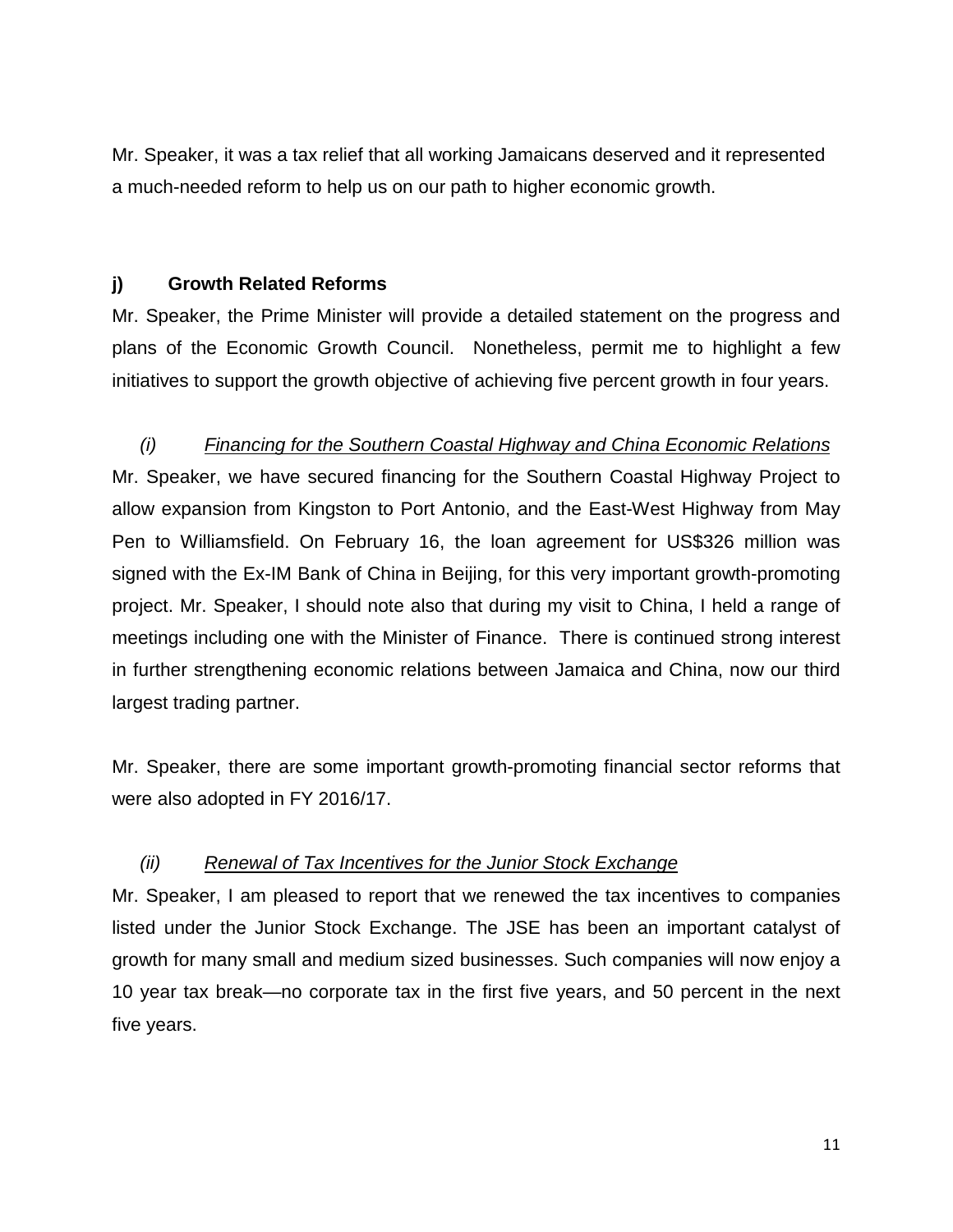Mr. Speaker, it was a tax relief that all working Jamaicans deserved and it represented a much-needed reform to help us on our path to higher economic growth.

### j) Growth Related Reforms

Mr. Speaker, the Prime Minister will provide a detailed statement on the progress and plans of the Economic Growth Council. Nonetheless, permit me to highlight a few initiatives to support the growth objective of achieving five percent growth in four years.

#### *(i) Financing for the Southern Coastal Highway and China Economic Relations*

Mr. Speaker, we have secured financing for the Southern Coastal Highway Project to allow expansion from Kingston to Port Antonio, and the East-West Highway from May Pen to Williamsfield. On February 16, the loan agreement for US$326 million was signed with the Ex-IM Bank of China in Beijing, for this very important growth-promoting project. Mr. Speaker, I should note also that during my visit to China, I held a range of meetings including one with the Minister of Finance. There is continued strong interest in further strengthening economic relations between Jamaica and China, now our third largest trading partner.

Mr. Speaker, there are some important growth-promoting financial sector reforms that were also adopted in FY 2016/17.

#### *(ii) Renewal of Tax Incentives for the Junior Stock Exchange*

Mr. Speaker, I am pleased to report that we renewed the tax incentives to companies listed under the Junior Stock Exchange. The JSE has been an important catalyst of growth for many small and medium sized businesses. Such companies will now enjoy a 10 year tax break—no corporate tax in the first five years, and 50 percent in the next five years.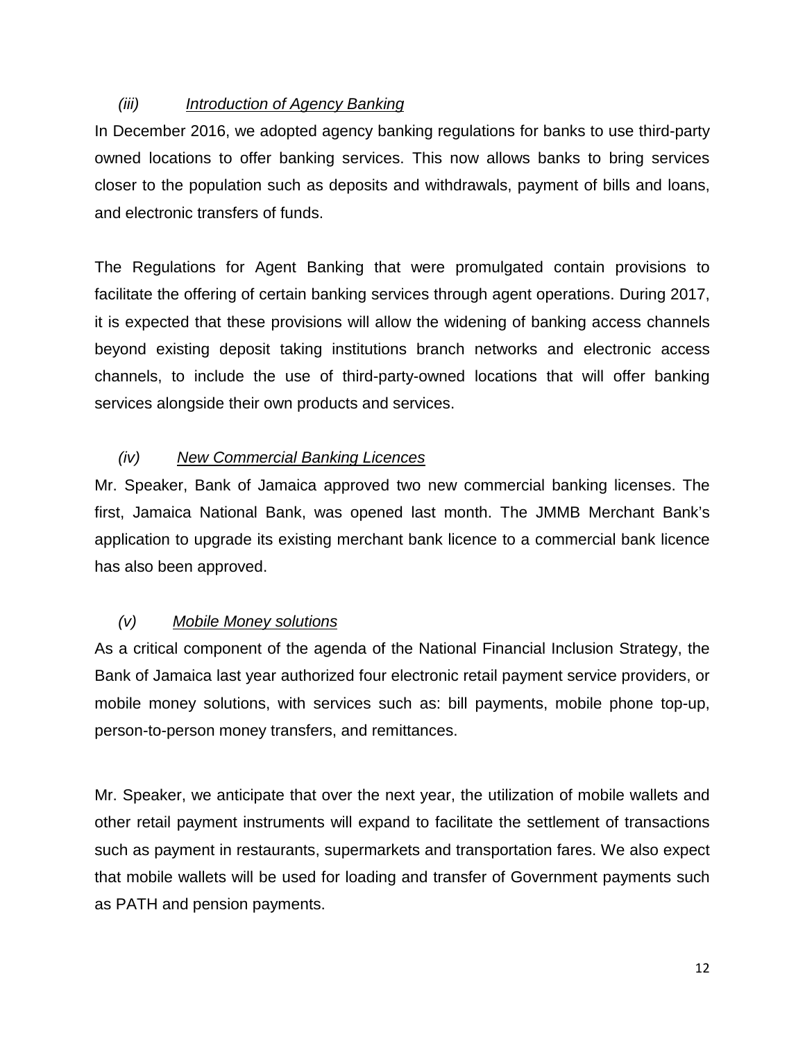### *(iii) Introduction of Agency Banking*

In December 2016, we adopted agency banking regulations for banks to use third-party owned locations to offer banking services. This now allows banks to bring services closer to the population such as deposits and withdrawals, payment of bills and loans, and electronic transfers of funds.

The Regulations for Agent Banking that were promulgated contain provisions to facilitate the offering of certain banking services through agent operations. During 2017, it is expected that these provisions will allow the widening of banking access channels beyond existing deposit taking institutions branch networks and electronic access channels, to include the use of third-party-owned locations that will offer banking services alongside their own products and services.

### *(iv) New Commercial Banking Licences*

Mr. Speaker, Bank of Jamaica approved two new commercial banking licenses. The first, Jamaica National Bank, was opened last month. The JMMB Merchant Bank's application to upgrade its existing merchant bank licence to a commercial bank licence has also been approved.

### *(v) Mobile Money solutions*

As a critical component of the agenda of the National Financial Inclusion Strategy, the Bank of Jamaica last year authorized four electronic retail payment service providers, or mobile money solutions, with services such as: bill payments, mobile phone top-up, person-to-person money transfers, and remittances.

Mr. Speaker, we anticipate that over the next year, the utilization of mobile wallets and other retail payment instruments will expand to facilitate the settlement of transactions such as payment in restaurants, supermarkets and transportation fares. We also expect that mobile wallets will be used for loading and transfer of Government payments such as PATH and pension payments.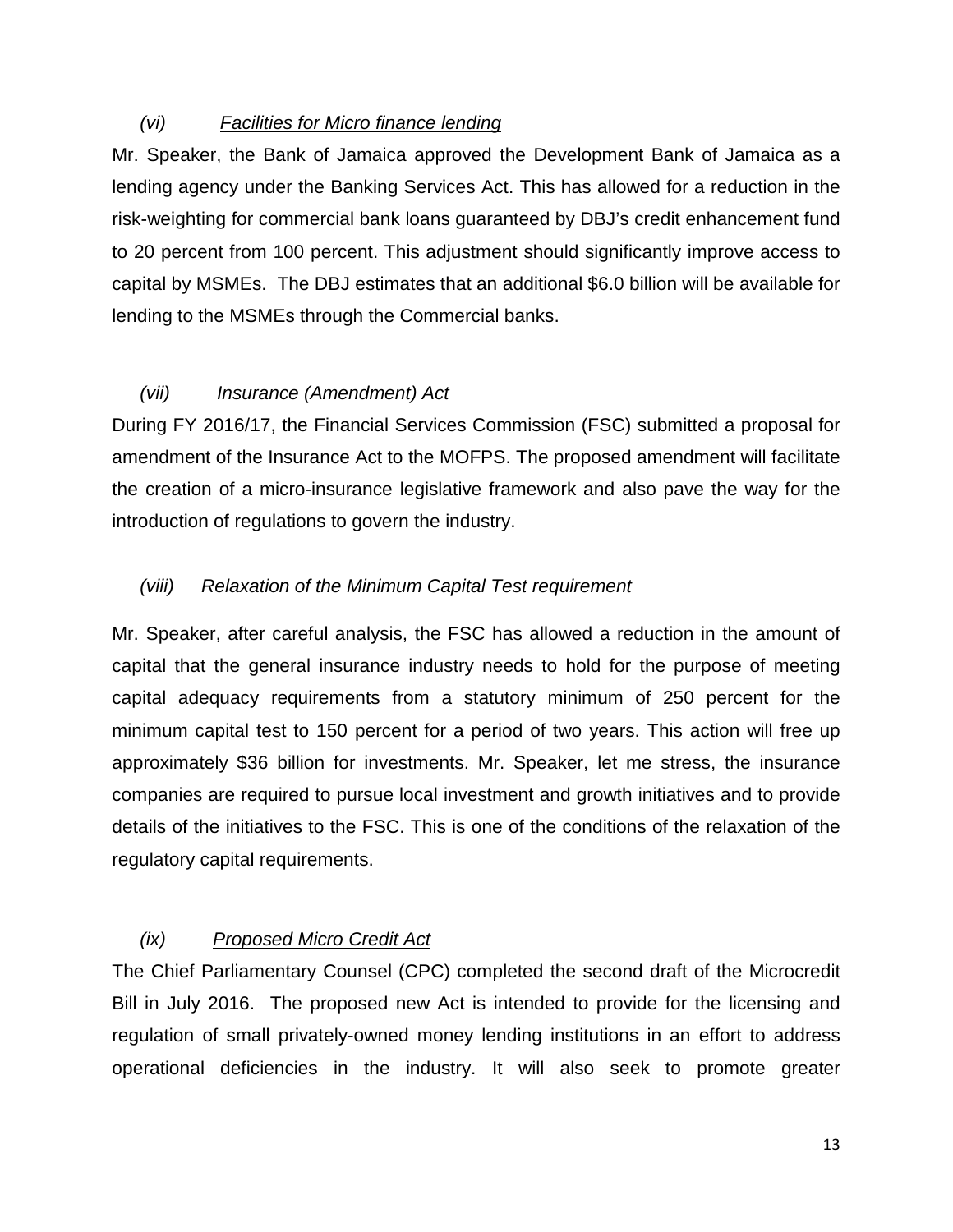*(vi) Facilities for Micro finance lending*

Mr. Speaker, the Bank of Jamaica approved the Development Bank of Jamaica as a lending agency under the Banking Services Act. This has allowed for a reduction in the risk-weighting for commercial bank loans guaranteed by DBJ's credit enhancement fund to 20 percent from 100 percent. This adjustment should significantly improve access to capital by MSMEs. The DBJ estimates that an additional $6.0 billion will be available for lending to the MSMEs through the Commercial banks.

*(vii) Insurance (Amendment) Act*

During FY 2016/17, the Financial Services Commission (FSC) submitted a proposal for amendment of the Insurance Act to the MOFPS. The proposed amendment will facilitate the creation of a micro-insurance legislative framework and also pave the way for the introduction of regulations to govern the industry.

*(viii) Relaxation of the Minimum Capital Test requirement*

Mr. Speaker, after careful analysis, the FSC has allowed a reduction in the amount of capital that the general insurance industry needs to hold for the purpose of meeting capital adequacy requirements from a statutory minimum of 250 percent for the minimum capital test to 150 percent for a period of two years. This action will free up approximately $36 billion for investments. Mr. Speaker, let me stress, the insurance companies are required to pursue local investment and growth initiatives and to provide details of the initiatives to the FSC. This is one of the conditions of the relaxation of the regulatory capital requirements.

*(ix) Proposed Micro Credit Act*

The Chief Parliamentary Counsel (CPC) completed the second draft of the Microcredit Bill in July 2016. The proposed new Act is intended to provide for the licensing and regulation of small privately-owned money lending institutions in an effort to address operational deficiencies in the industry. It will also seek to promote greater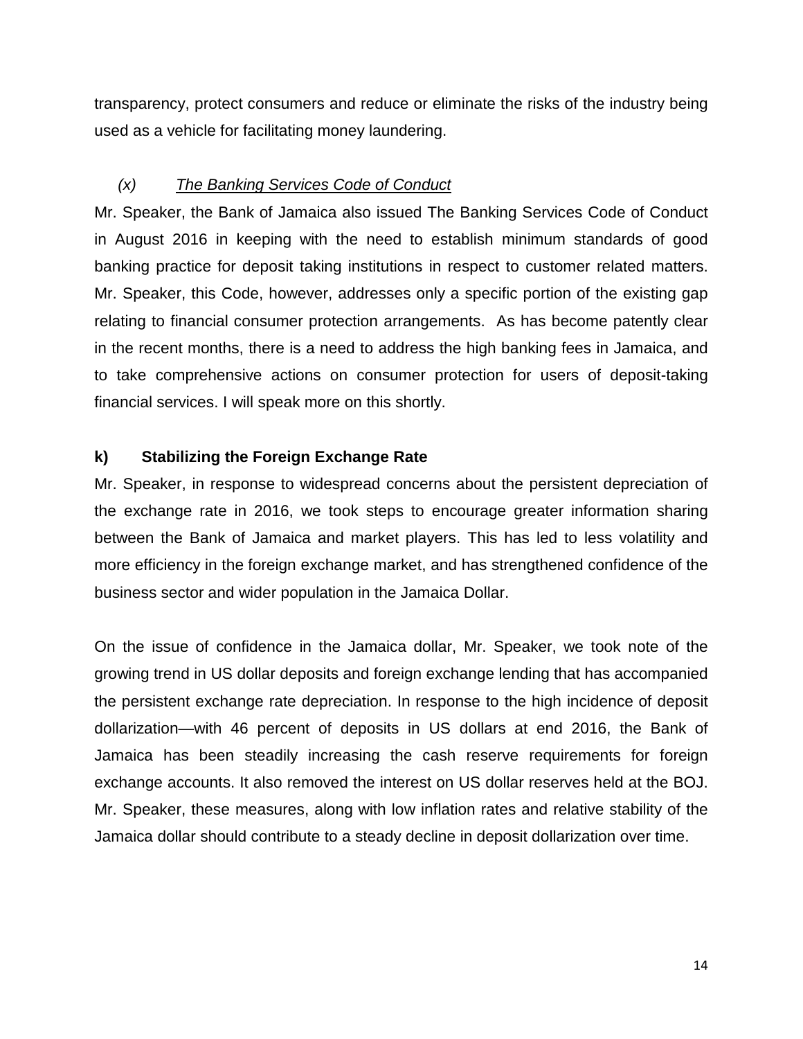transparency, protect consumers and reduce or eliminate the risks of the industry being used as a vehicle for facilitating money laundering.

*(x)* *The Banking Services Code of Conduct*

Mr. Speaker, the Bank of Jamaica also issued The Banking Services Code of Conduct in August 2016 in keeping with the need to establish minimum standards of good banking practice for deposit taking institutions in respect to customer related matters. Mr. Speaker, this Code, however, addresses only a specific portion of the existing gap relating to financial consumer protection arrangements. As has become patently clear in the recent months, there is a need to address the high banking fees in Jamaica, and to take comprehensive actions on consumer protection for users of deposit-taking financial services. I will speak more on this shortly.

**k) Stabilizing the Foreign Exchange Rate**

Mr. Speaker, in response to widespread concerns about the persistent depreciation of the exchange rate in 2016, we took steps to encourage greater information sharing between the Bank of Jamaica and market players. This has led to less volatility and more efficiency in the foreign exchange market, and has strengthened confidence of the business sector and wider population in the Jamaica Dollar.

On the issue of confidence in the Jamaica dollar, Mr. Speaker, we took note of the growing trend in US dollar deposits and foreign exchange lending that has accompanied the persistent exchange rate depreciation. In response to the high incidence of deposit dollarization—with 46 percent of deposits in US dollars at end 2016, the Bank of Jamaica has been steadily increasing the cash reserve requirements for foreign exchange accounts. It also removed the interest on US dollar reserves held at the BOJ. Mr. Speaker, these measures, along with low inflation rates and relative stability of the Jamaica dollar should contribute to a steady decline in deposit dollarization over time.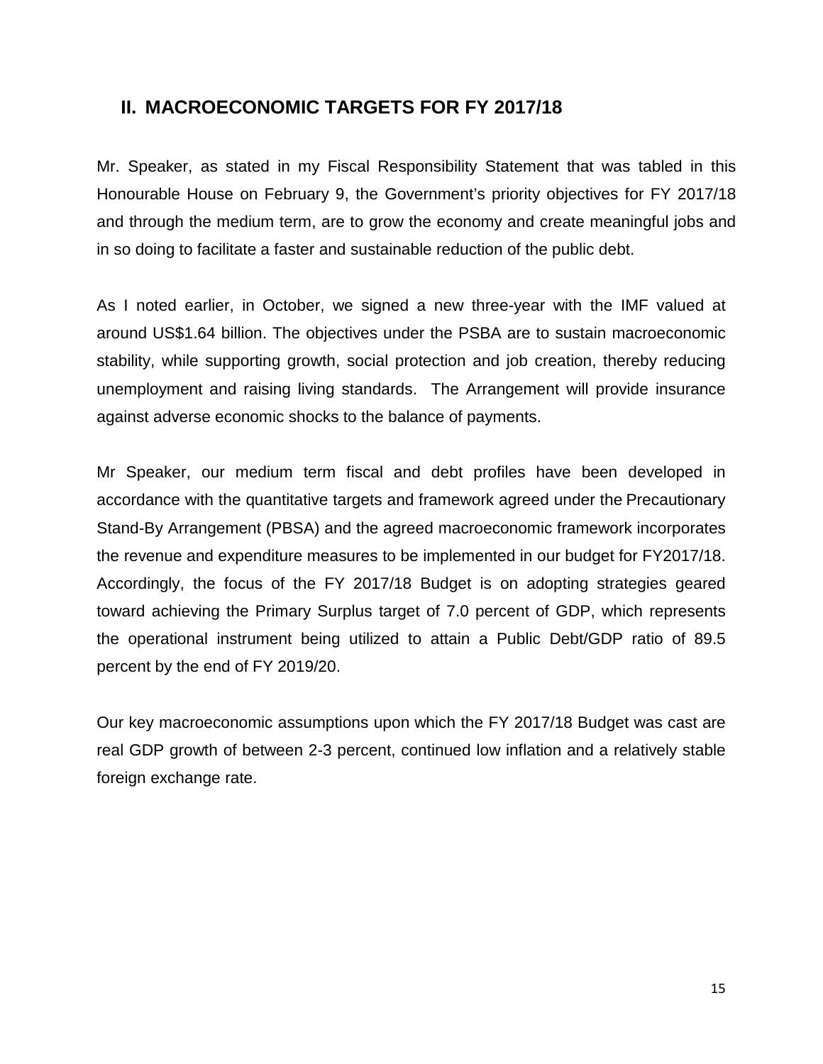## II. MACROECONOMIC TARGETS FOR FY 2017/18

Mr. Speaker, as stated in my Fiscal Responsibility Statement that was tabled in this Honourable House on February 9, the Government's priority objectives for FY 2017/18 and through the medium term, are to grow the economy and create meaningful jobs and in so doing to facilitate a faster and sustainable reduction of the public debt.

As I noted earlier, in October, we signed a new three-year with the IMF valued at around US$1.64 billion. The objectives under the PSBA are to sustain macroeconomic stability, while supporting growth, social protection and job creation, thereby reducing unemployment and raising living standards. The Arrangement will provide insurance against adverse economic shocks to the balance of payments.

Mr Speaker, our medium term fiscal and debt profiles have been developed in accordance with the quantitative targets and framework agreed under the Precautionary Stand-By Arrangement (PBSA) and the agreed macroeconomic framework incorporates the revenue and expenditure measures to be implemented in our budget for FY2017/18. Accordingly, the focus of the FY 2017/18 Budget is on adopting strategies geared toward achieving the Primary Surplus target of 7.0 percent of GDP, which represents the operational instrument being utilized to attain a Public Debt/GDP ratio of 89.5 percent by the end of FY 2019/20.

Our key macroeconomic assumptions upon which the FY 2017/18 Budget was cast are real GDP growth of between 2-3 percent, continued low inflation and a relatively stable foreign exchange rate.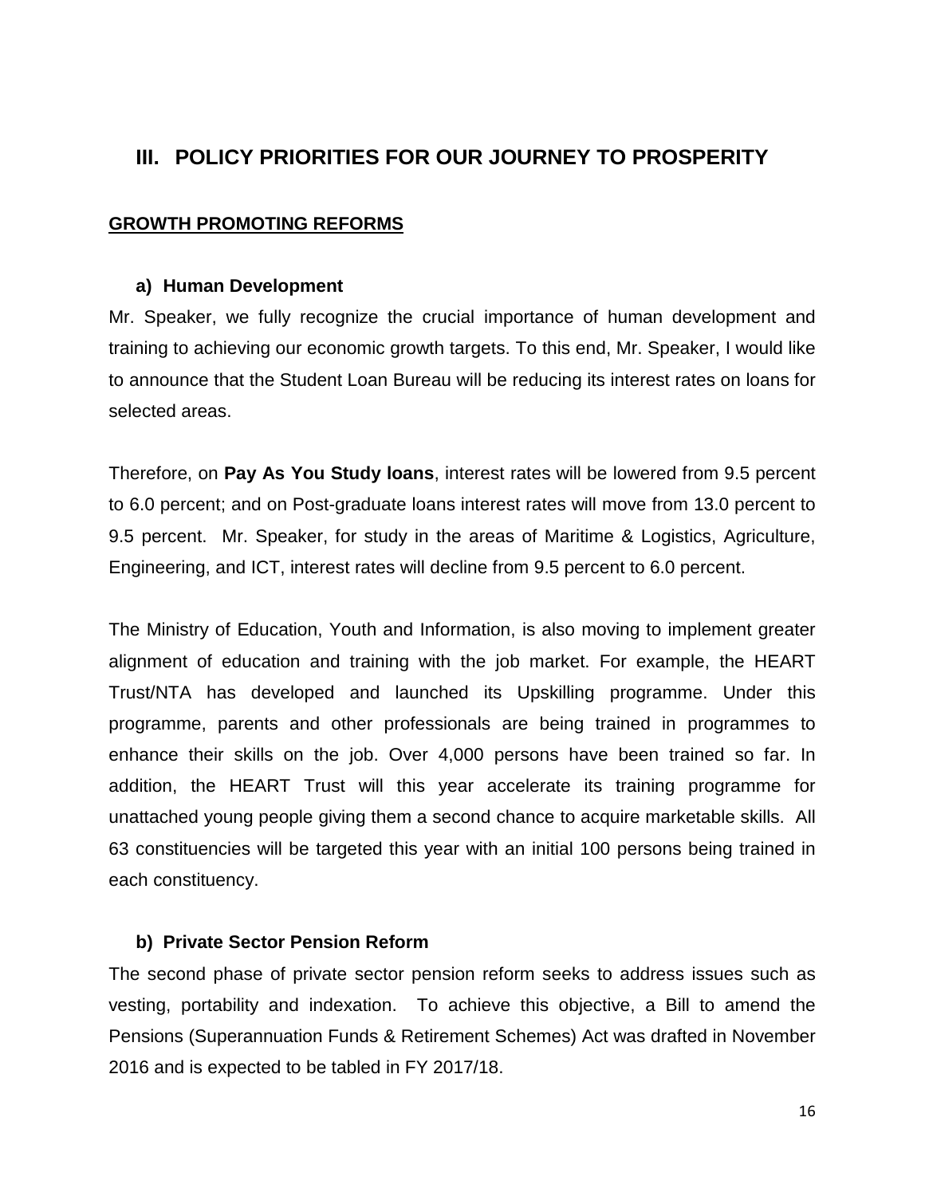## III. POLICY PRIORITIES FOR OUR JOURNEY TO PROSPERITY

**GROWTH PROMOTING REFORMS**

### a) Human Development

Mr. Speaker, we fully recognize the crucial importance of human development and training to achieving our economic growth targets. To this end, Mr. Speaker, I would like to announce that the Student Loan Bureau will be reducing its interest rates on loans for selected areas.

Therefore, on **Pay As You Study loans**, interest rates will be lowered from 9.5 percent to 6.0 percent; and on Post-graduate loans interest rates will move from 13.0 percent to 9.5 percent. Mr. Speaker, for study in the areas of Maritime & Logistics, Agriculture, Engineering, and ICT, interest rates will decline from 9.5 percent to 6.0 percent.

The Ministry of Education, Youth and Information, is also moving to implement greater alignment of education and training with the job market. For example, the HEART Trust/NTA has developed and launched its Upskilling programme. Under this programme, parents and other professionals are being trained in programmes to enhance their skills on the job. Over 4,000 persons have been trained so far. In addition, the HEART Trust will this year accelerate its training programme for unattached young people giving them a second chance to acquire marketable skills. All 63 constituencies will be targeted this year with an initial 100 persons being trained in each constituency.

### b) Private Sector Pension Reform

The second phase of private sector pension reform seeks to address issues such as vesting, portability and indexation. To achieve this objective, a Bill to amend the Pensions (Superannuation Funds & Retirement Schemes) Act was drafted in November 2016 and is expected to be tabled in FY 2017/18.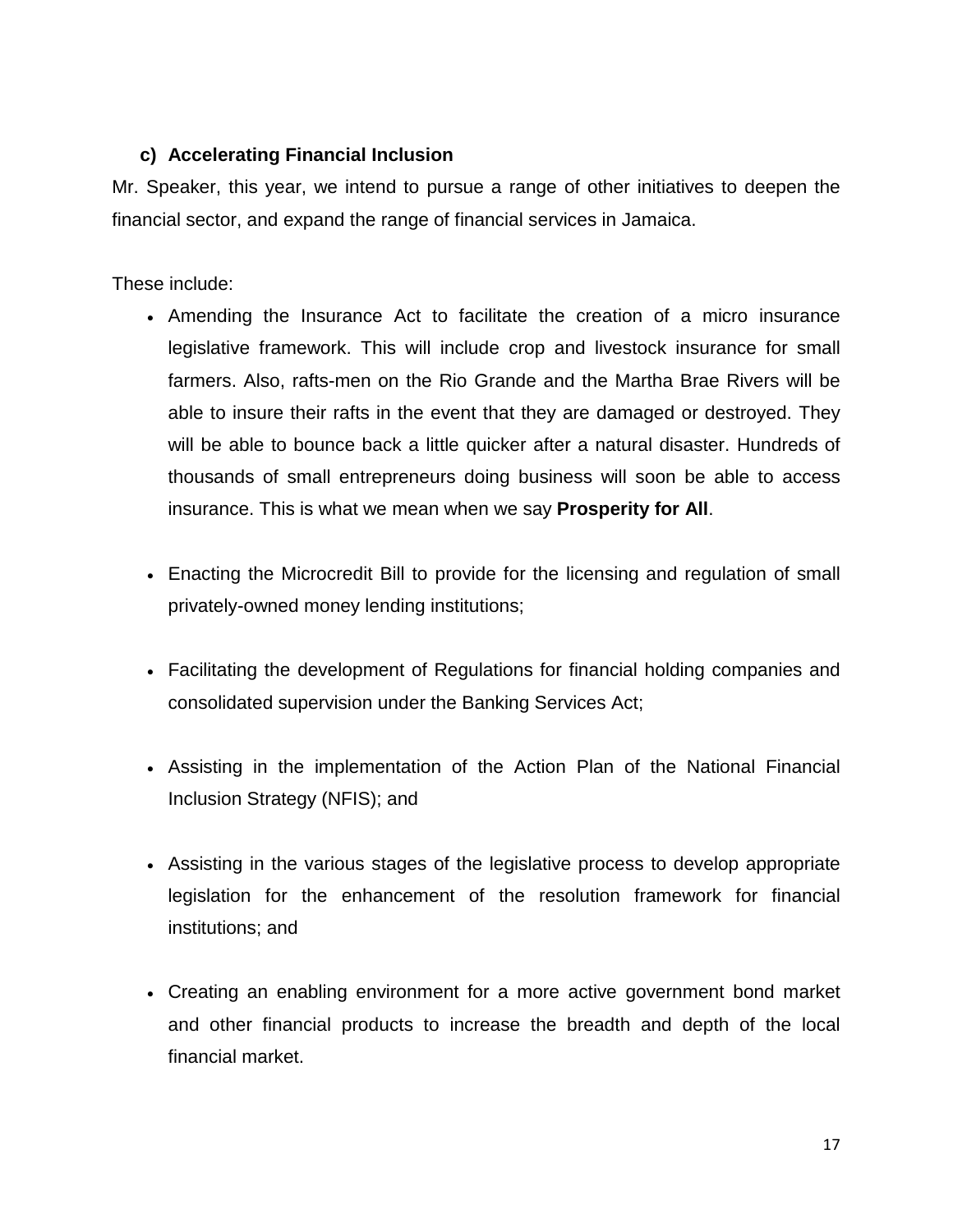### c) Accelerating Financial Inclusion

Mr. Speaker, this year, we intend to pursue a range of other initiatives to deepen the financial sector, and expand the range of financial services in Jamaica.

These include:

- Amending the Insurance Act to facilitate the creation of a micro insurance legislative framework. This will include crop and livestock insurance for small farmers. Also, rafts-men on the Rio Grande and the Martha Brae Rivers will be able to insure their rafts in the event that they are damaged or destroyed. They will be able to bounce back a little quicker after a natural disaster. Hundreds of thousands of small entrepreneurs doing business will soon be able to access insurance. This is what we mean when we say **Prosperity for All**.

- Enacting the Microcredit Bill to provide for the licensing and regulation of small privately-owned money lending institutions;

- Facilitating the development of Regulations for financial holding companies and consolidated supervision under the Banking Services Act;

- Assisting in the implementation of the Action Plan of the National Financial Inclusion Strategy (NFIS); and

- Assisting in the various stages of the legislative process to develop appropriate legislation for the enhancement of the resolution framework for financial institutions; and

- Creating an enabling environment for a more active government bond market and other financial products to increase the breadth and depth of the local financial market.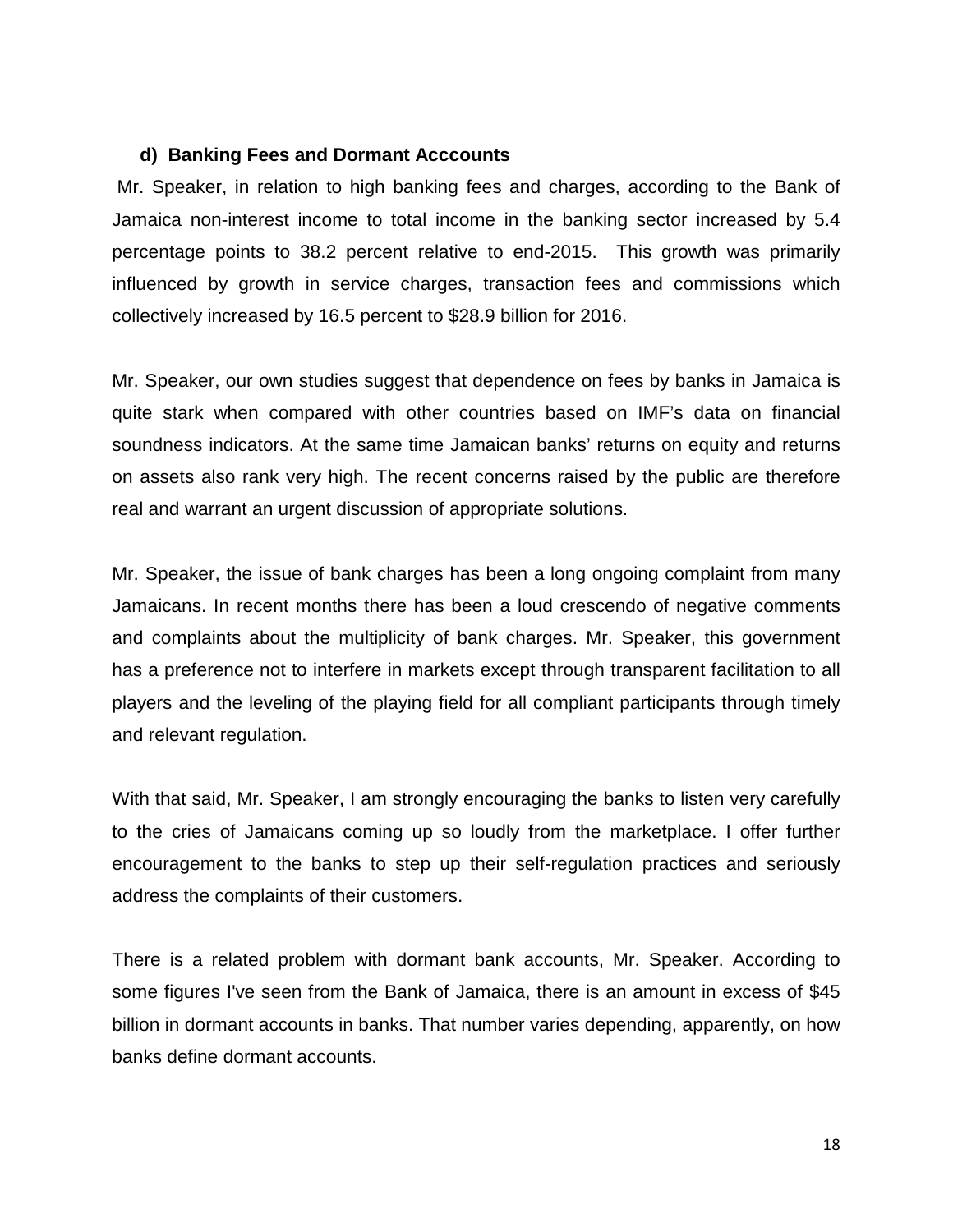### d) Banking Fees and Dormant Acccounts

Mr. Speaker, in relation to high banking fees and charges, according to the Bank of Jamaica non-interest income to total income in the banking sector increased by 5.4 percentage points to 38.2 percent relative to end-2015. This growth was primarily influenced by growth in service charges, transaction fees and commissions which collectively increased by 16.5 percent to $28.9 billion for 2016.

Mr. Speaker, our own studies suggest that dependence on fees by banks in Jamaica is quite stark when compared with other countries based on IMF's data on financial soundness indicators. At the same time Jamaican banks' returns on equity and returns on assets also rank very high. The recent concerns raised by the public are therefore real and warrant an urgent discussion of appropriate solutions.

Mr. Speaker, the issue of bank charges has been a long ongoing complaint from many Jamaicans. In recent months there has been a loud crescendo of negative comments and complaints about the multiplicity of bank charges. Mr. Speaker, this government has a preference not to interfere in markets except through transparent facilitation to all players and the leveling of the playing field for all compliant participants through timely and relevant regulation.

With that said, Mr. Speaker, I am strongly encouraging the banks to listen very carefully to the cries of Jamaicans coming up so loudly from the marketplace. I offer further encouragement to the banks to step up their self-regulation practices and seriously address the complaints of their customers.

There is a related problem with dormant bank accounts, Mr. Speaker. According to some figures I've seen from the Bank of Jamaica, there is an amount in excess of $45 billion in dormant accounts in banks. That number varies depending, apparently, on how banks define dormant accounts.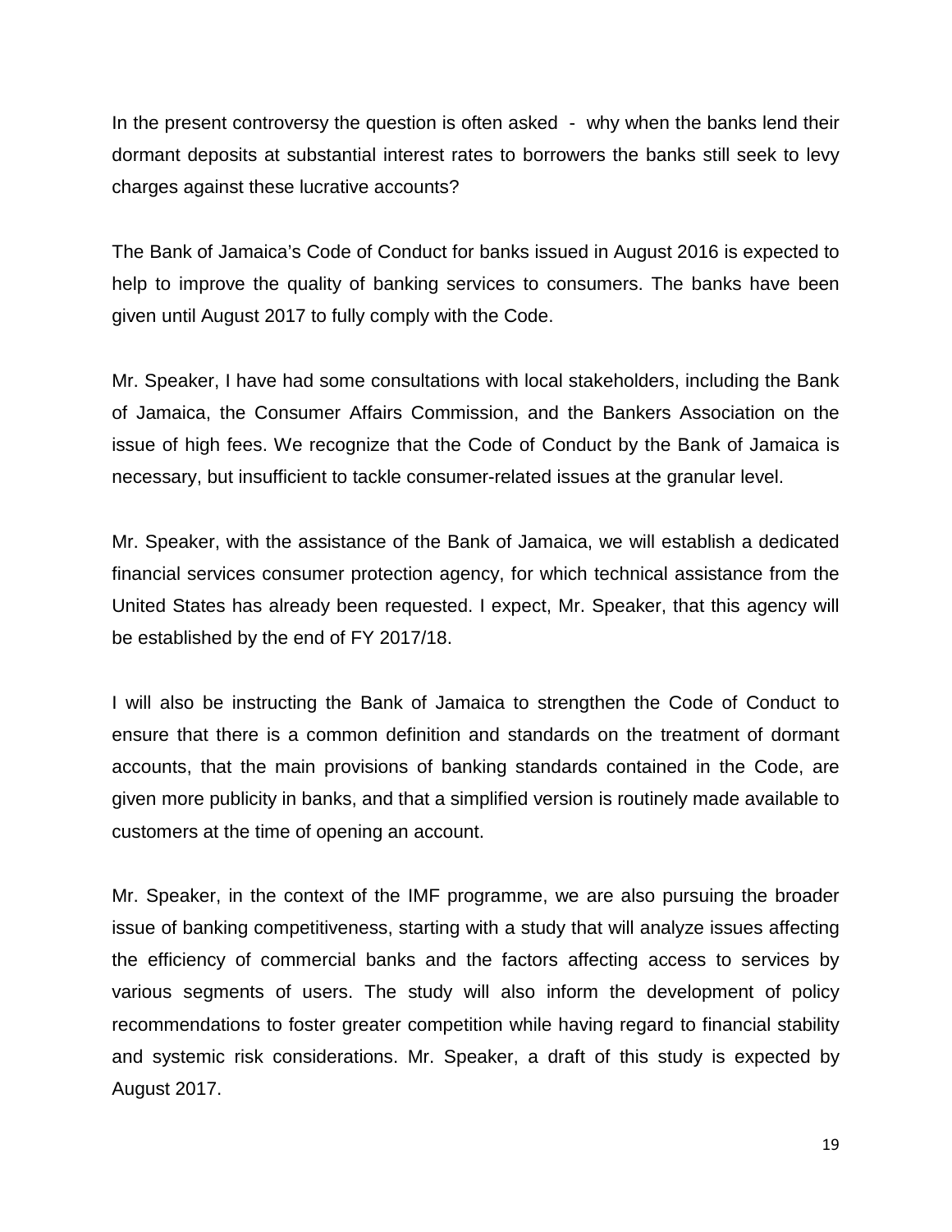In the present controversy the question is often asked - why when the banks lend their dormant deposits at substantial interest rates to borrowers the banks still seek to levy charges against these lucrative accounts?

The Bank of Jamaica's Code of Conduct for banks issued in August 2016 is expected to help to improve the quality of banking services to consumers. The banks have been given until August 2017 to fully comply with the Code.

Mr. Speaker, I have had some consultations with local stakeholders, including the Bank of Jamaica, the Consumer Affairs Commission, and the Bankers Association on the issue of high fees. We recognize that the Code of Conduct by the Bank of Jamaica is necessary, but insufficient to tackle consumer-related issues at the granular level.

Mr. Speaker, with the assistance of the Bank of Jamaica, we will establish a dedicated financial services consumer protection agency, for which technical assistance from the United States has already been requested. I expect, Mr. Speaker, that this agency will be established by the end of FY 2017/18.

I will also be instructing the Bank of Jamaica to strengthen the Code of Conduct to ensure that there is a common definition and standards on the treatment of dormant accounts, that the main provisions of banking standards contained in the Code, are given more publicity in banks, and that a simplified version is routinely made available to customers at the time of opening an account.

Mr. Speaker, in the context of the IMF programme, we are also pursuing the broader issue of banking competitiveness, starting with a study that will analyze issues affecting the efficiency of commercial banks and the factors affecting access to services by various segments of users. The study will also inform the development of policy recommendations to foster greater competition while having regard to financial stability and systemic risk considerations. Mr. Speaker, a draft of this study is expected by August 2017.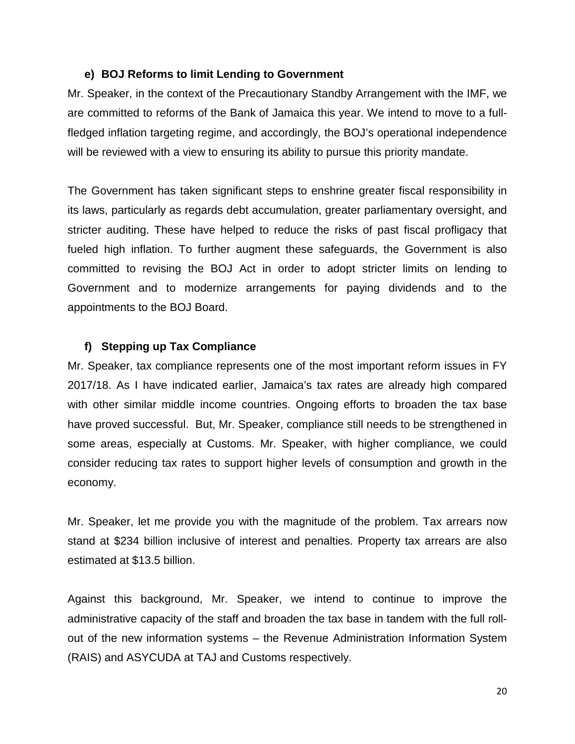### e) BOJ Reforms to limit Lending to Government

Mr. Speaker, in the context of the Precautionary Standby Arrangement with the IMF, we are committed to reforms of the Bank of Jamaica this year. We intend to move to a full-fledged inflation targeting regime, and accordingly, the BOJ's operational independence will be reviewed with a view to ensuring its ability to pursue this priority mandate.

The Government has taken significant steps to enshrine greater fiscal responsibility in its laws, particularly as regards debt accumulation, greater parliamentary oversight, and stricter auditing. These have helped to reduce the risks of past fiscal profligacy that fueled high inflation. To further augment these safeguards, the Government is also committed to revising the BOJ Act in order to adopt stricter limits on lending to Government and to modernize arrangements for paying dividends and to the appointments to the BOJ Board.

### f) Stepping up Tax Compliance

Mr. Speaker, tax compliance represents one of the most important reform issues in FY 2017/18. As I have indicated earlier, Jamaica's tax rates are already high compared with other similar middle income countries. Ongoing efforts to broaden the tax base have proved successful. But, Mr. Speaker, compliance still needs to be strengthened in some areas, especially at Customs. Mr. Speaker, with higher compliance, we could consider reducing tax rates to support higher levels of consumption and growth in the economy.

Mr. Speaker, let me provide you with the magnitude of the problem. Tax arrears now stand at $234 billion inclusive of interest and penalties. Property tax arrears are also estimated at $13.5 billion.

Against this background, Mr. Speaker, we intend to continue to improve the administrative capacity of the staff and broaden the tax base in tandem with the full roll-out of the new information systems – the Revenue Administration Information System (RAIS) and ASYCUDA at TAJ and Customs respectively.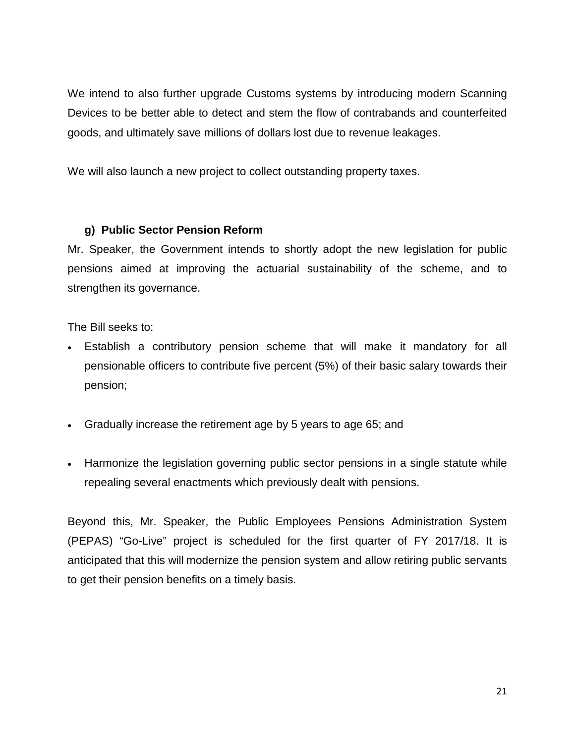We intend to also further upgrade Customs systems by introducing modern Scanning Devices to be better able to detect and stem the flow of contrabands and counterfeited goods, and ultimately save millions of dollars lost due to revenue leakages.

We will also launch a new project to collect outstanding property taxes.

### g) Public Sector Pension Reform

Mr. Speaker, the Government intends to shortly adopt the new legislation for public pensions aimed at improving the actuarial sustainability of the scheme, and to strengthen its governance.

The Bill seeks to:

- Establish a contributory pension scheme that will make it mandatory for all pensionable officers to contribute five percent (5%) of their basic salary towards their pension;

- Gradually increase the retirement age by 5 years to age 65; and

- Harmonize the legislation governing public sector pensions in a single statute while repealing several enactments which previously dealt with pensions.

Beyond this, Mr. Speaker, the Public Employees Pensions Administration System (PEPAS) "Go-Live" project is scheduled for the first quarter of FY 2017/18. It is anticipated that this will modernize the pension system and allow retiring public servants to get their pension benefits on a timely basis.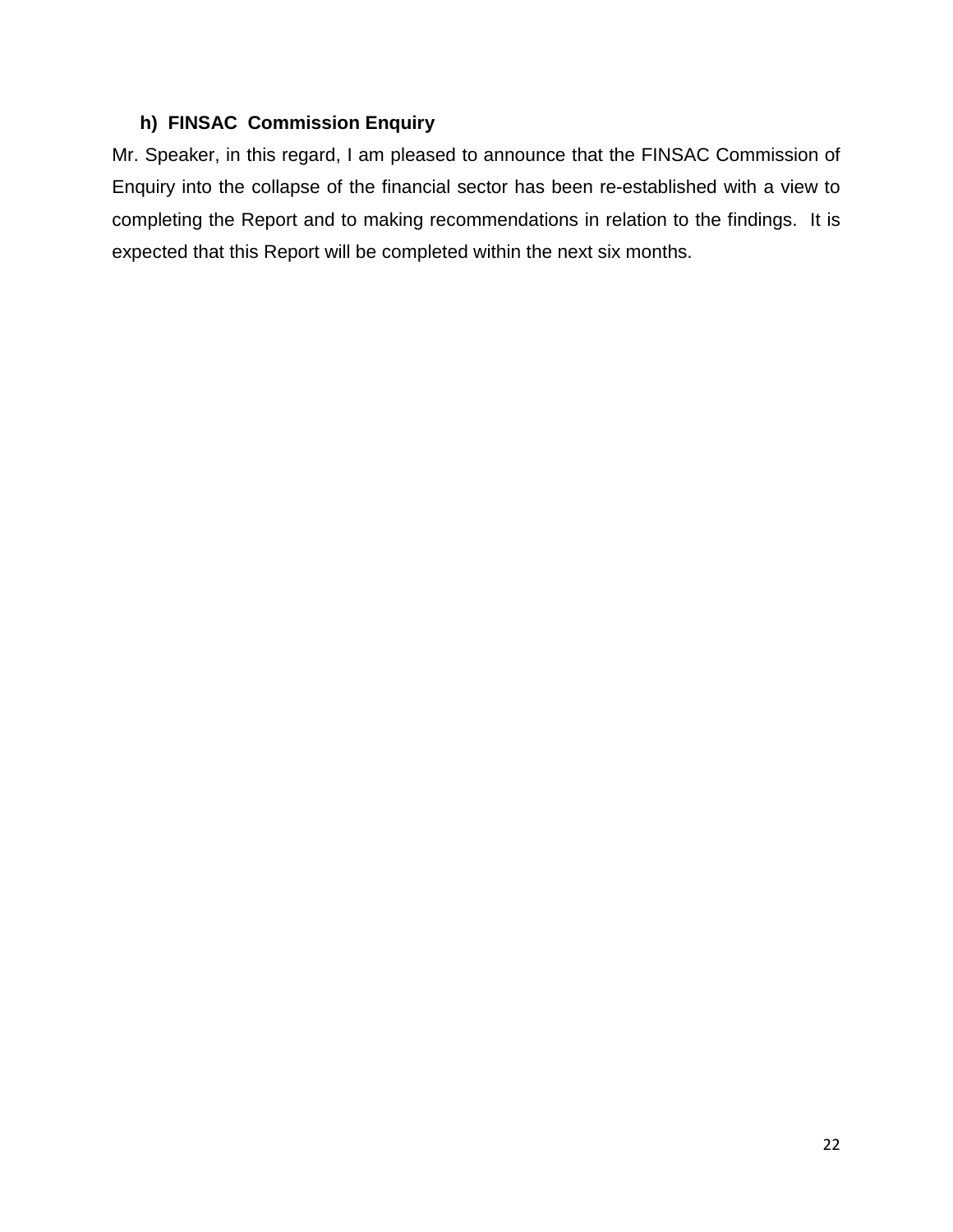### h) FINSAC Commission Enquiry

Mr. Speaker, in this regard, I am pleased to announce that the FINSAC Commission of Enquiry into the collapse of the financial sector has been re-established with a view to completing the Report and to making recommendations in relation to the findings. It is expected that this Report will be completed within the next six months.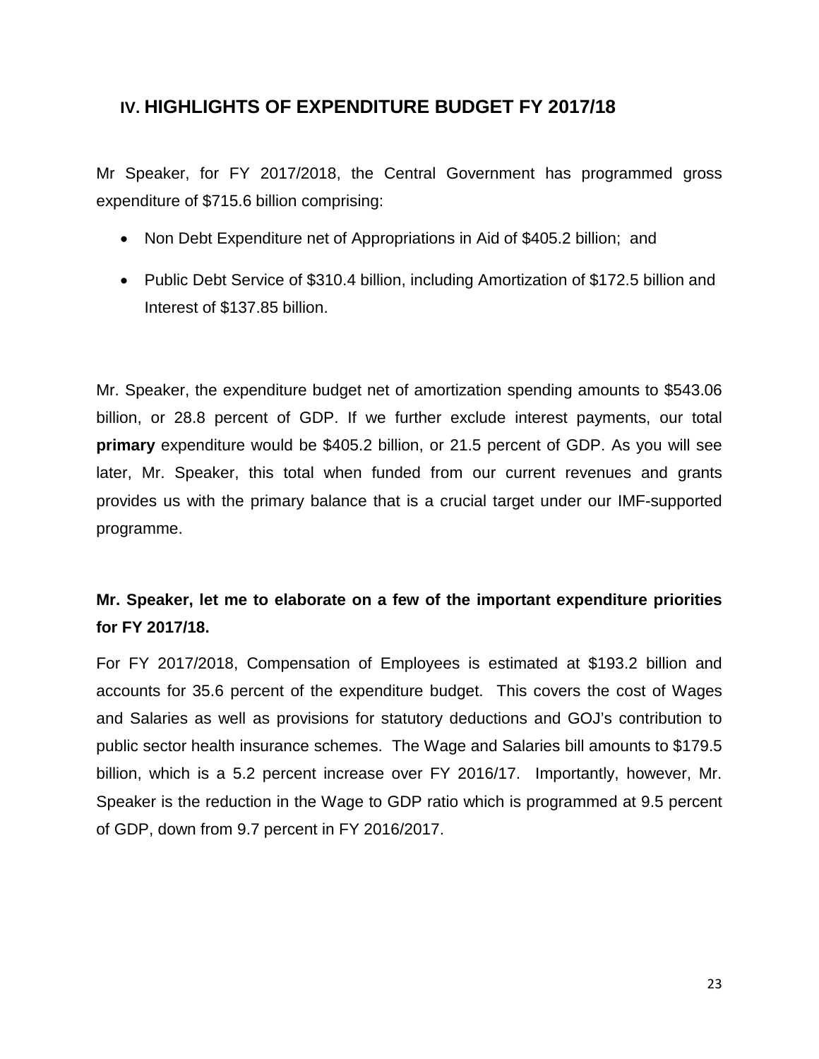## IV. HIGHLIGHTS OF EXPENDITURE BUDGET FY 2017/18

Mr Speaker, for FY 2017/2018, the Central Government has programmed gross expenditure of $715.6 billion comprising:

- Non Debt Expenditure net of Appropriations in Aid of $405.2 billion; and
- Public Debt Service of $310.4 billion, including Amortization of $172.5 billion and Interest of $137.85 billion.

Mr. Speaker, the expenditure budget net of amortization spending amounts to $543.06 billion, or 28.8 percent of GDP. If we further exclude interest payments, our total **primary** expenditure would be $405.2 billion, or 21.5 percent of GDP. As you will see later, Mr. Speaker, this total when funded from our current revenues and grants provides us with the primary balance that is a crucial target under our IMF-supported programme.

**Mr. Speaker, let me to elaborate on a few of the important expenditure priorities for FY 2017/18.**

For FY 2017/2018, Compensation of Employees is estimated at $193.2 billion and accounts for 35.6 percent of the expenditure budget. This covers the cost of Wages and Salaries as well as provisions for statutory deductions and GOJ's contribution to public sector health insurance schemes. The Wage and Salaries bill amounts to $179.5 billion, which is a 5.2 percent increase over FY 2016/17. Importantly, however, Mr. Speaker is the reduction in the Wage to GDP ratio which is programmed at 9.5 percent of GDP, down from 9.7 percent in FY 2016/2017.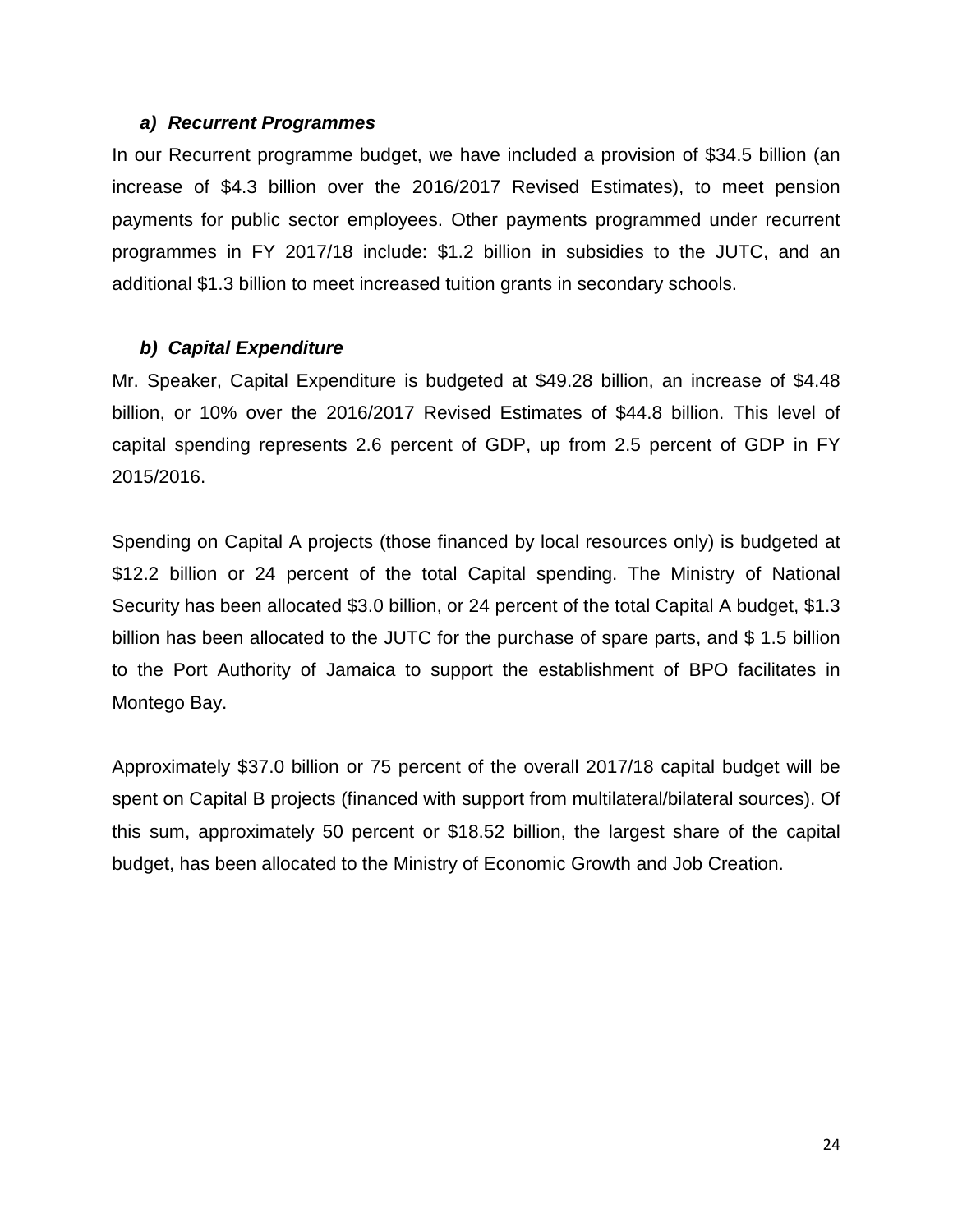### *a) Recurrent Programmes*

In our Recurrent programme budget, we have included a provision of $34.5 billion (an increase of $4.3 billion over the 2016/2017 Revised Estimates), to meet pension payments for public sector employees. Other payments programmed under recurrent programmes in FY 2017/18 include: $1.2 billion in subsidies to the JUTC, and an additional $1.3 billion to meet increased tuition grants in secondary schools.

### *b) Capital Expenditure*

Mr. Speaker, Capital Expenditure is budgeted at $49.28 billion, an increase of $4.48 billion, or 10% over the 2016/2017 Revised Estimates of $44.8 billion. This level of capital spending represents 2.6 percent of GDP, up from 2.5 percent of GDP in FY 2015/2016.

Spending on Capital A projects (those financed by local resources only) is budgeted at $12.2 billion or 24 percent of the total Capital spending. The Ministry of National Security has been allocated $3.0 billion, or 24 percent of the total Capital A budget, $1.3 billion has been allocated to the JUTC for the purchase of spare parts, and $ 1.5 billion to the Port Authority of Jamaica to support the establishment of BPO facilitates in Montego Bay.

Approximately $37.0 billion or 75 percent of the overall 2017/18 capital budget will be spent on Capital B projects (financed with support from multilateral/bilateral sources). Of this sum, approximately 50 percent or $18.52 billion, the largest share of the capital budget, has been allocated to the Ministry of Economic Growth and Job Creation.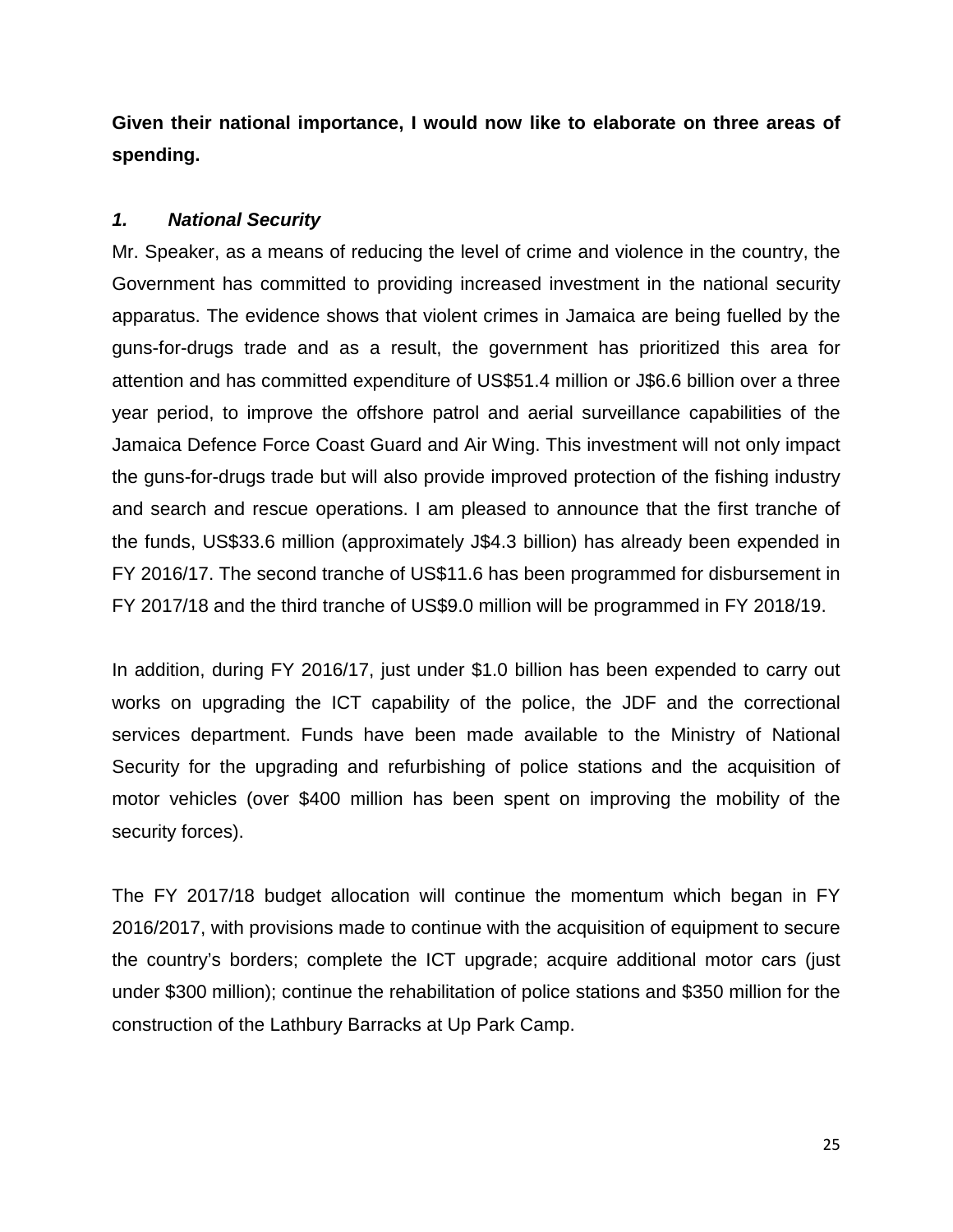**Given their national importance, I would now like to elaborate on three areas of spending.**

### *1. National Security*

Mr. Speaker, as a means of reducing the level of crime and violence in the country, the Government has committed to providing increased investment in the national security apparatus. The evidence shows that violent crimes in Jamaica are being fuelled by the guns-for-drugs trade and as a result, the government has prioritized this area for attention and has committed expenditure of US$51.4 million or J$6.6 billion over a three year period, to improve the offshore patrol and aerial surveillance capabilities of the Jamaica Defence Force Coast Guard and Air Wing. This investment will not only impact the guns-for-drugs trade but will also provide improved protection of the fishing industry and search and rescue operations. I am pleased to announce that the first tranche of the funds, US$33.6 million (approximately J$4.3 billion) has already been expended in FY 2016/17. The second tranche of US$11.6 has been programmed for disbursement in FY 2017/18 and the third tranche of US$9.0 million will be programmed in FY 2018/19.

In addition, during FY 2016/17, just under $1.0 billion has been expended to carry out works on upgrading the ICT capability of the police, the JDF and the correctional services department. Funds have been made available to the Ministry of National Security for the upgrading and refurbishing of police stations and the acquisition of motor vehicles (over $400 million has been spent on improving the mobility of the security forces).

The FY 2017/18 budget allocation will continue the momentum which began in FY 2016/2017, with provisions made to continue with the acquisition of equipment to secure the country's borders; complete the ICT upgrade; acquire additional motor cars (just under $300 million); continue the rehabilitation of police stations and $350 million for the construction of the Lathbury Barracks at Up Park Camp.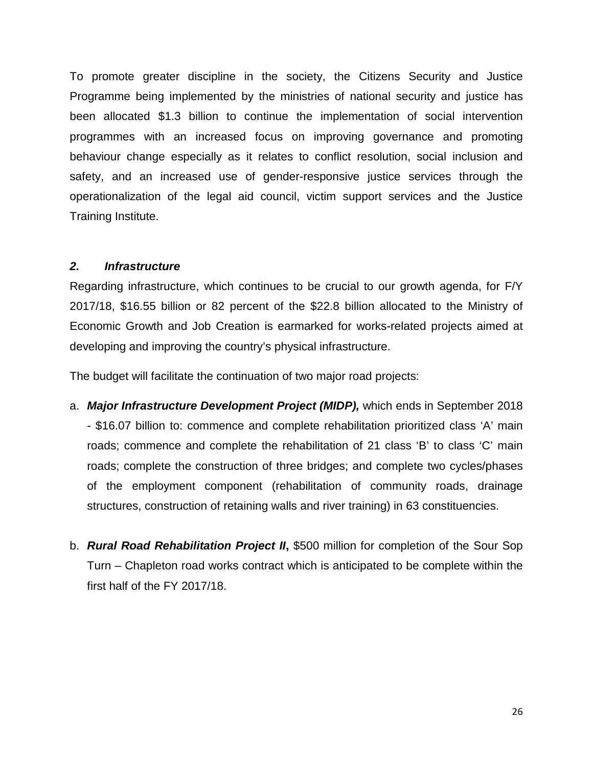To promote greater discipline in the society, the Citizens Security and Justice Programme being implemented by the ministries of national security and justice has been allocated $1.3 billion to continue the implementation of social intervention programmes with an increased focus on improving governance and promoting behaviour change especially as it relates to conflict resolution, social inclusion and safety, and an increased use of gender-responsive justice services through the operationalization of the legal aid council, victim support services and the Justice Training Institute.

### *2. Infrastructure*

Regarding infrastructure, which continues to be crucial to our growth agenda, for F/Y 2017/18, $16.55 billion or 82 percent of the $22.8 billion allocated to the Ministry of Economic Growth and Job Creation is earmarked for works-related projects aimed at developing and improving the country's physical infrastructure.

The budget will facilitate the continuation of two major road projects:

a. ***Major Infrastructure Development Project (MIDP),*** which ends in September 2018 - $16.07 billion to: commence and complete rehabilitation prioritized class 'A' main roads; commence and complete the rehabilitation of 21 class 'B' to class 'C' main roads; complete the construction of three bridges; and complete two cycles/phases of the employment component (rehabilitation of community roads, drainage structures, construction of retaining walls and river training) in 63 constituencies.

b. ***Rural Road Rehabilitation Project II*****,** $500 million for completion of the Sour Sop Turn – Chapleton road works contract which is anticipated to be complete within the first half of the FY 2017/18.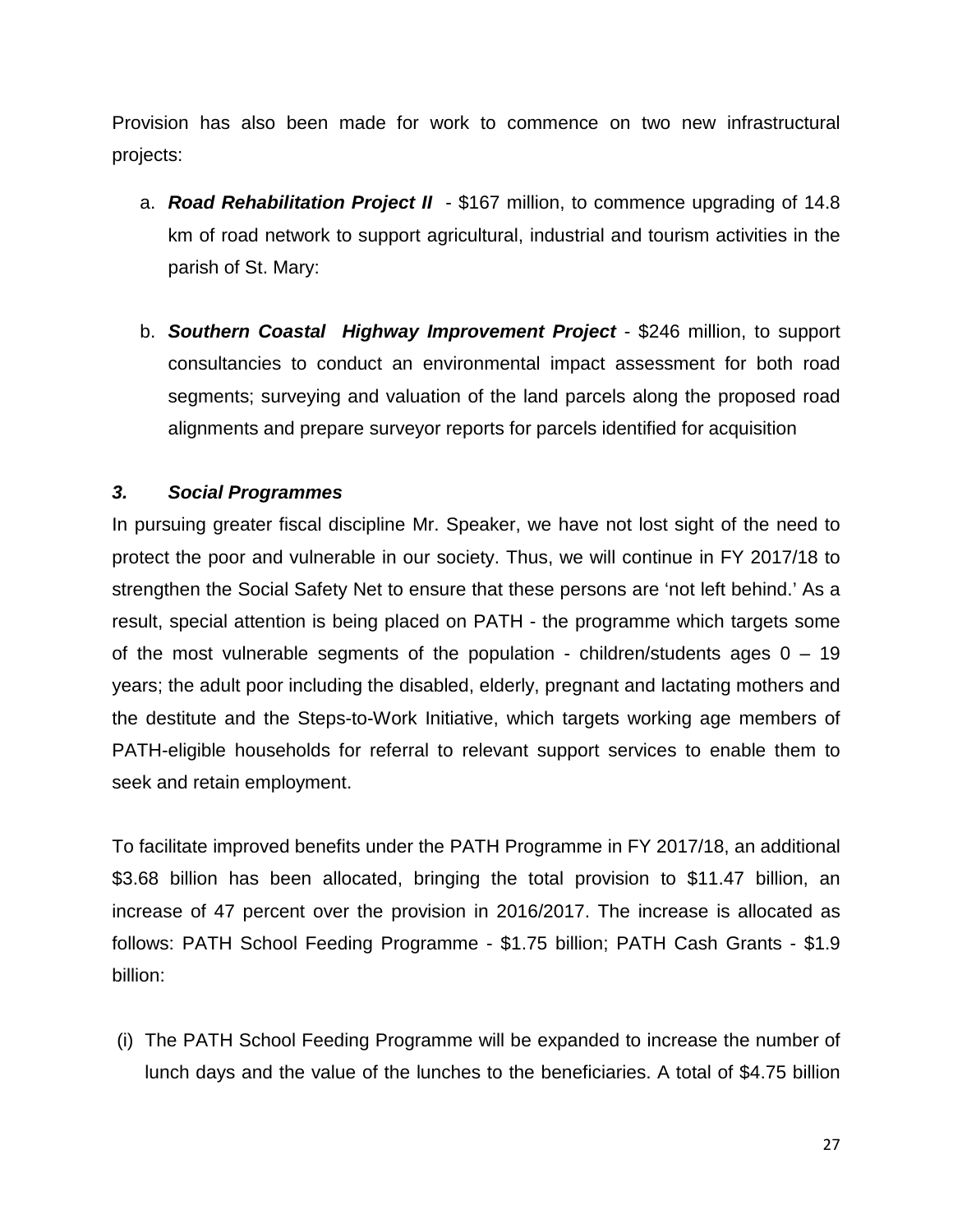Provision has also been made for work to commence on two new infrastructural projects:

a. ***Road Rehabilitation Project II*** - \$167 million, to commence upgrading of 14.8 km of road network to support agricultural, industrial and tourism activities in the parish of St. Mary:

b. ***Southern Coastal Highway Improvement Project*** - \$246 million, to support consultancies to conduct an environmental impact assessment for both road segments; surveying and valuation of the land parcels along the proposed road alignments and prepare surveyor reports for parcels identified for acquisition

### *3. Social Programmes*

In pursuing greater fiscal discipline Mr. Speaker, we have not lost sight of the need to protect the poor and vulnerable in our society. Thus, we will continue in FY 2017/18 to strengthen the Social Safety Net to ensure that these persons are 'not left behind.' As a result, special attention is being placed on PATH - the programme which targets some of the most vulnerable segments of the population - children/students ages 0 – 19 years; the adult poor including the disabled, elderly, pregnant and lactating mothers and the destitute and the Steps-to-Work Initiative, which targets working age members of PATH-eligible households for referral to relevant support services to enable them to seek and retain employment.

To facilitate improved benefits under the PATH Programme in FY 2017/18, an additional \$3.68 billion has been allocated, bringing the total provision to \$11.47 billion, an increase of 47 percent over the provision in 2016/2017. The increase is allocated as follows: PATH School Feeding Programme - \$1.75 billion; PATH Cash Grants - \$1.9 billion:

(i) The PATH School Feeding Programme will be expanded to increase the number of lunch days and the value of the lunches to the beneficiaries. A total of \$4.75 billion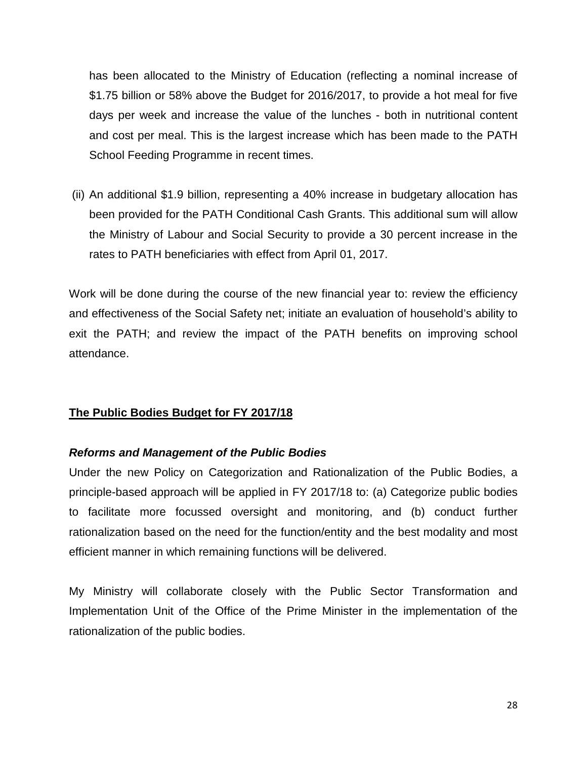has been allocated to the Ministry of Education (reflecting a nominal increase of $1.75 billion or 58% above the Budget for 2016/2017, to provide a hot meal for five days per week and increase the value of the lunches - both in nutritional content and cost per meal. This is the largest increase which has been made to the PATH School Feeding Programme in recent times.

(ii) An additional $1.9 billion, representing a 40% increase in budgetary allocation has been provided for the PATH Conditional Cash Grants. This additional sum will allow the Ministry of Labour and Social Security to provide a 30 percent increase in the rates to PATH beneficiaries with effect from April 01, 2017.

Work will be done during the course of the new financial year to: review the efficiency and effectiveness of the Social Safety net; initiate an evaluation of household's ability to exit the PATH; and review the impact of the PATH benefits on improving school attendance.

## The Public Bodies Budget for FY 2017/18

### *Reforms and Management of the Public Bodies*

Under the new Policy on Categorization and Rationalization of the Public Bodies, a principle-based approach will be applied in FY 2017/18 to: (a) Categorize public bodies to facilitate more focussed oversight and monitoring, and (b) conduct further rationalization based on the need for the function/entity and the best modality and most efficient manner in which remaining functions will be delivered.

My Ministry will collaborate closely with the Public Sector Transformation and Implementation Unit of the Office of the Prime Minister in the implementation of the rationalization of the public bodies.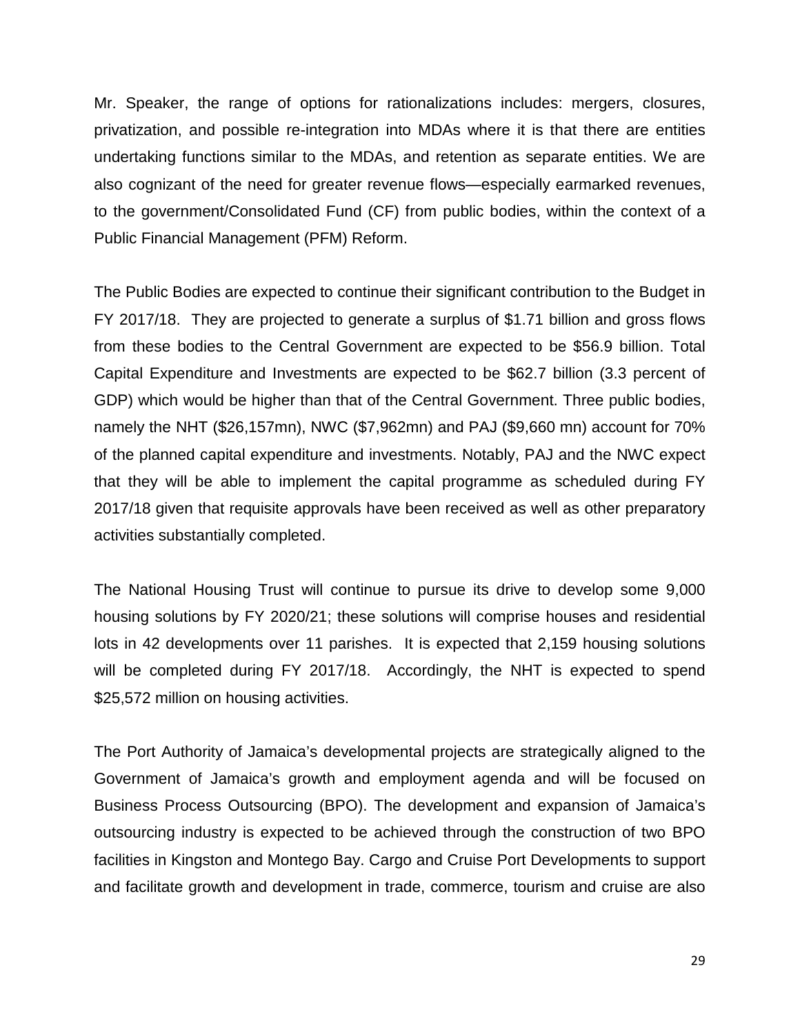Mr. Speaker, the range of options for rationalizations includes: mergers, closures, privatization, and possible re-integration into MDAs where it is that there are entities undertaking functions similar to the MDAs, and retention as separate entities. We are also cognizant of the need for greater revenue flows—especially earmarked revenues, to the government/Consolidated Fund (CF) from public bodies, within the context of a Public Financial Management (PFM) Reform.

The Public Bodies are expected to continue their significant contribution to the Budget in FY 2017/18. They are projected to generate a surplus of $1.71 billion and gross flows from these bodies to the Central Government are expected to be $56.9 billion. Total Capital Expenditure and Investments are expected to be $62.7 billion (3.3 percent of GDP) which would be higher than that of the Central Government. Three public bodies, namely the NHT ($26,157mn), NWC ($7,962mn) and PAJ ($9,660 mn) account for 70% of the planned capital expenditure and investments. Notably, PAJ and the NWC expect that they will be able to implement the capital programme as scheduled during FY 2017/18 given that requisite approvals have been received as well as other preparatory activities substantially completed.

The National Housing Trust will continue to pursue its drive to develop some 9,000 housing solutions by FY 2020/21; these solutions will comprise houses and residential lots in 42 developments over 11 parishes. It is expected that 2,159 housing solutions will be completed during FY 2017/18. Accordingly, the NHT is expected to spend $25,572 million on housing activities.

The Port Authority of Jamaica's developmental projects are strategically aligned to the Government of Jamaica's growth and employment agenda and will be focused on Business Process Outsourcing (BPO). The development and expansion of Jamaica's outsourcing industry is expected to be achieved through the construction of two BPO facilities in Kingston and Montego Bay. Cargo and Cruise Port Developments to support and facilitate growth and development in trade, commerce, tourism and cruise are also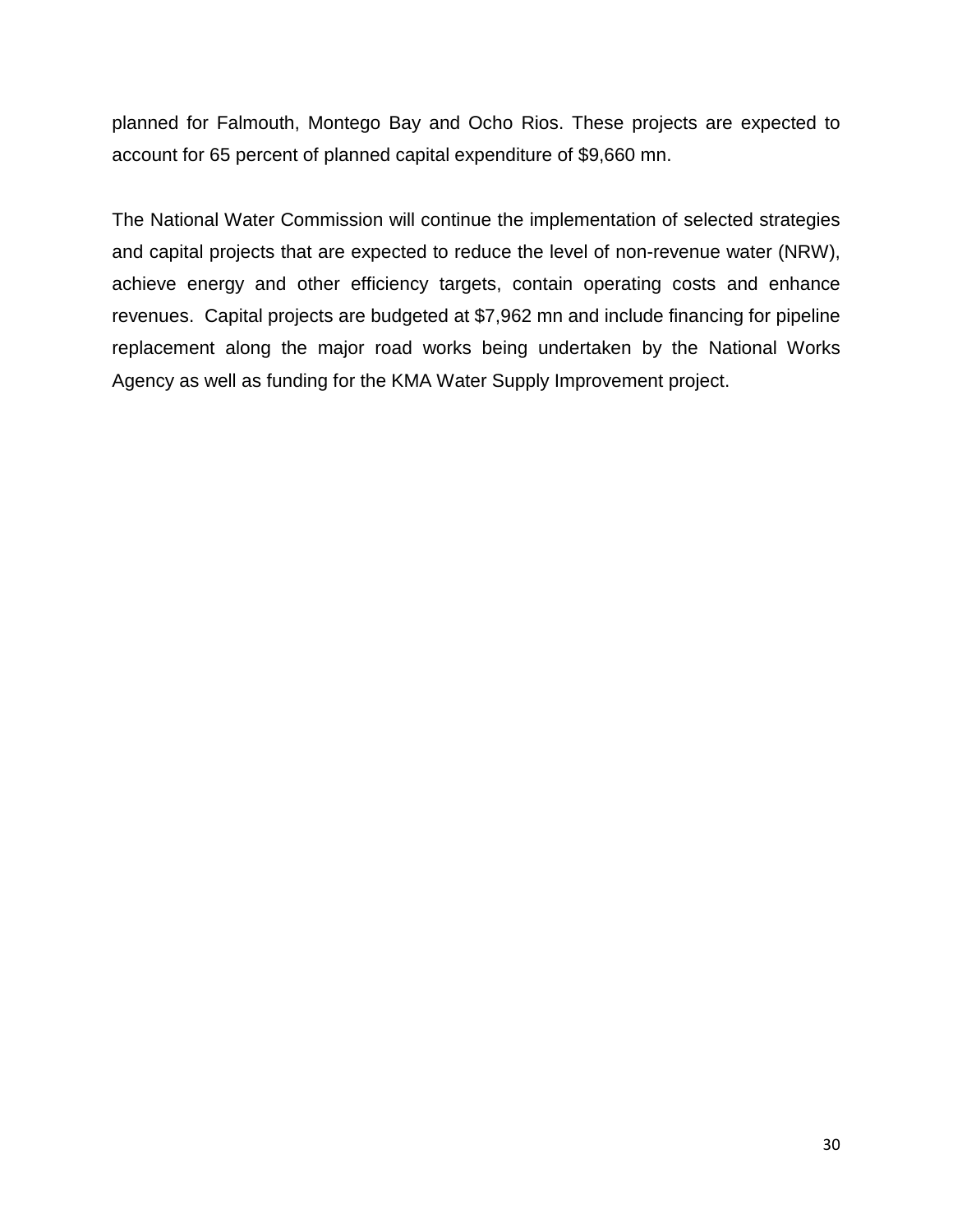planned for Falmouth, Montego Bay and Ocho Rios. These projects are expected to account for 65 percent of planned capital expenditure of $9,660 mn.

The National Water Commission will continue the implementation of selected strategies and capital projects that are expected to reduce the level of non-revenue water (NRW), achieve energy and other efficiency targets, contain operating costs and enhance revenues. Capital projects are budgeted at $7,962 mn and include financing for pipeline replacement along the major road works being undertaken by the National Works Agency as well as funding for the KMA Water Supply Improvement project.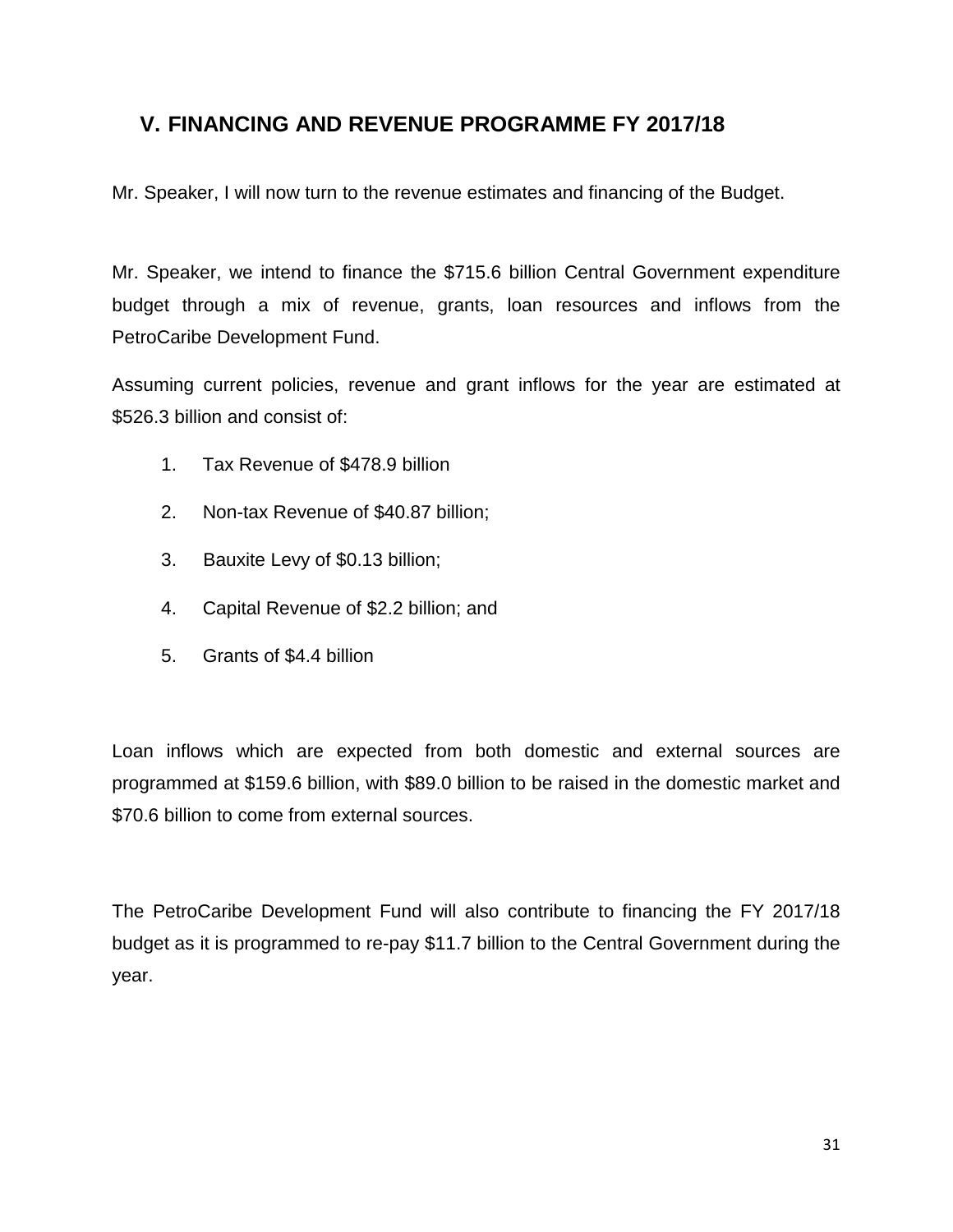## V. FINANCING AND REVENUE PROGRAMME FY 2017/18

Mr. Speaker, I will now turn to the revenue estimates and financing of the Budget.

Mr. Speaker, we intend to finance the $715.6 billion Central Government expenditure budget through a mix of revenue, grants, loan resources and inflows from the PetroCaribe Development Fund.

Assuming current policies, revenue and grant inflows for the year are estimated at $526.3 billion and consist of:

1. Tax Revenue of $478.9 billion
2. Non-tax Revenue of $40.87 billion;
3. Bauxite Levy of $0.13 billion;
4. Capital Revenue of $2.2 billion; and
5. Grants of $4.4 billion

Loan inflows which are expected from both domestic and external sources are programmed at $159.6 billion, with $89.0 billion to be raised in the domestic market and $70.6 billion to come from external sources.

The PetroCaribe Development Fund will also contribute to financing the FY 2017/18 budget as it is programmed to re-pay $11.7 billion to the Central Government during the year.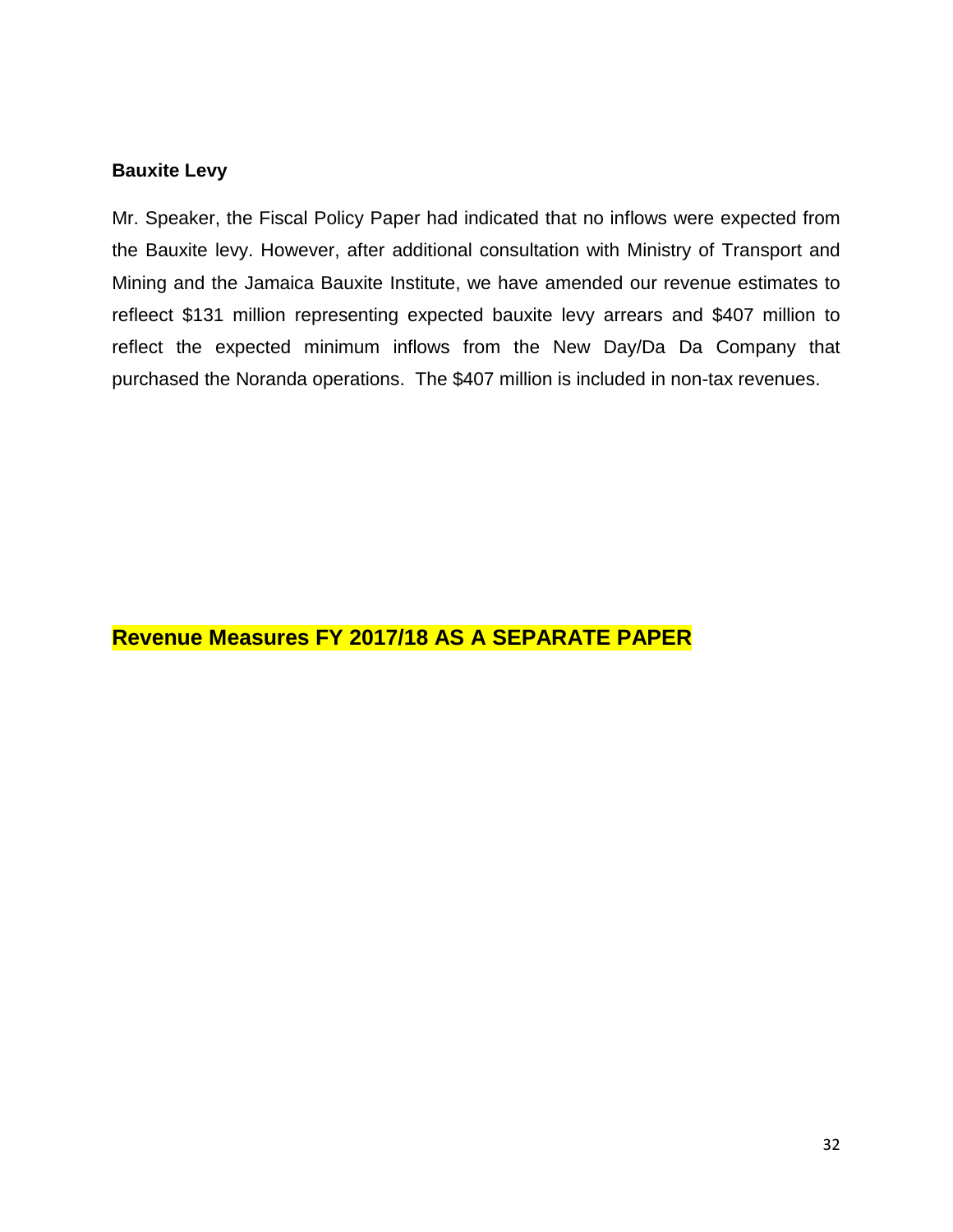### Bauxite Levy

Mr. Speaker, the Fiscal Policy Paper had indicated that no inflows were expected from the Bauxite levy. However, after additional consultation with Ministry of Transport and Mining and the Jamaica Bauxite Institute, we have amended our revenue estimates to refleect $131 million representing expected bauxite levy arrears and $407 million to reflect the expected minimum inflows from the New Day/Da Da Company that purchased the Noranda operations. The $407 million is included in non-tax revenues.

## Revenue Measures FY 2017/18 AS A SEPARATE PAPER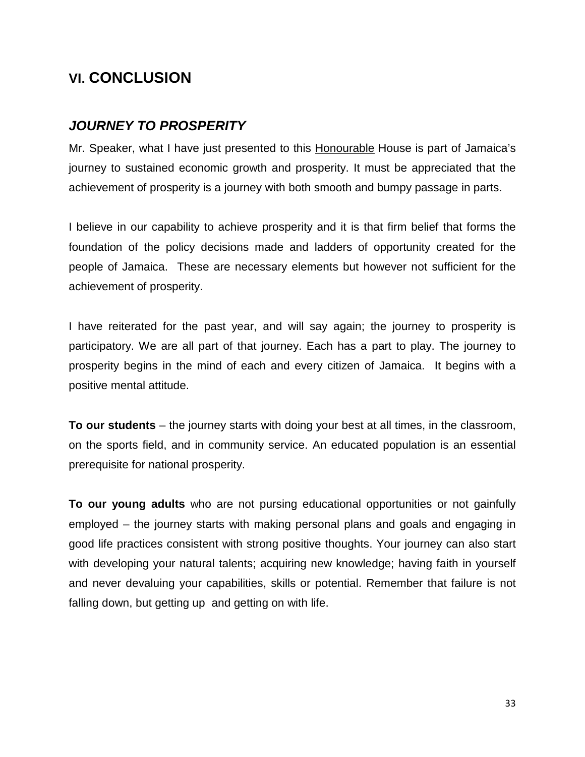## VI. CONCLUSION

### *JOURNEY TO PROSPERITY*

Mr. Speaker, what I have just presented to this Honourable House is part of Jamaica's journey to sustained economic growth and prosperity. It must be appreciated that the achievement of prosperity is a journey with both smooth and bumpy passage in parts.

I believe in our capability to achieve prosperity and it is that firm belief that forms the foundation of the policy decisions made and ladders of opportunity created for the people of Jamaica. These are necessary elements but however not sufficient for the achievement of prosperity.

I have reiterated for the past year, and will say again; the journey to prosperity is participatory. We are all part of that journey. Each has a part to play. The journey to prosperity begins in the mind of each and every citizen of Jamaica. It begins with a positive mental attitude.

**To our students** – the journey starts with doing your best at all times, in the classroom, on the sports field, and in community service. An educated population is an essential prerequisite for national prosperity.

**To our young adults** who are not pursing educational opportunities or not gainfully employed – the journey starts with making personal plans and goals and engaging in good life practices consistent with strong positive thoughts. Your journey can also start with developing your natural talents; acquiring new knowledge; having faith in yourself and never devaluing your capabilities, skills or potential. Remember that failure is not falling down, but getting up and getting on with life.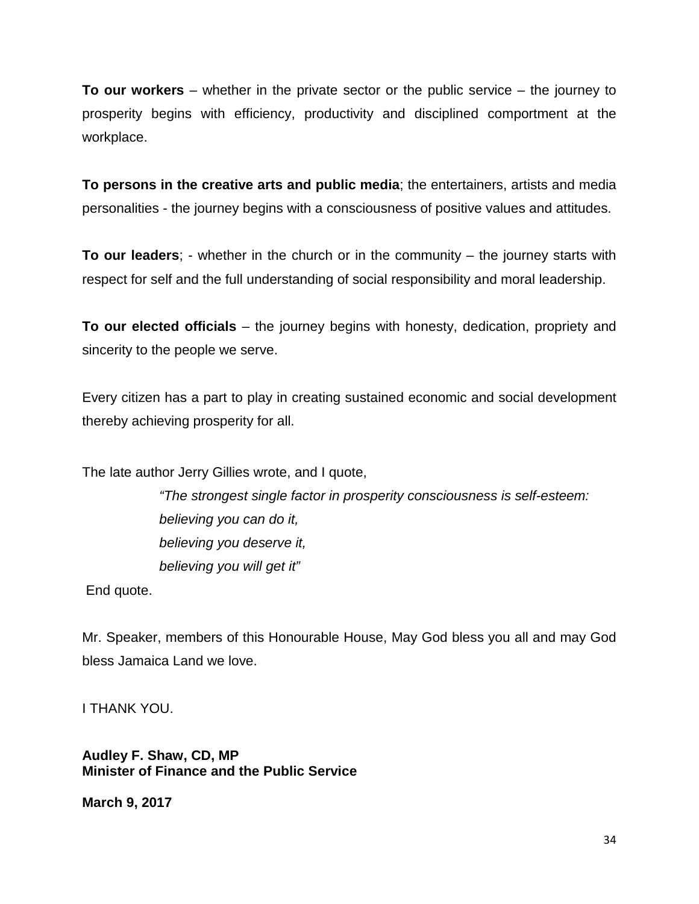**To our workers** – whether in the private sector or the public service – the journey to prosperity begins with efficiency, productivity and disciplined comportment at the workplace.

**To persons in the creative arts and public media**; the entertainers, artists and media personalities - the journey begins with a consciousness of positive values and attitudes.

**To our leaders**; - whether in the church or in the community – the journey starts with respect for self and the full understanding of social responsibility and moral leadership.

**To our elected officials** – the journey begins with honesty, dedication, propriety and sincerity to the people we serve.

Every citizen has a part to play in creating sustained economic and social development thereby achieving prosperity for all.

The late author Jerry Gillies wrote, and I quote,

> *"The strongest single factor in prosperity consciousness is self-esteem:*
> *believing you can do it,*
> *believing you deserve it,*
> *believing you will get it"*

End quote.

Mr. Speaker, members of this Honourable House, May God bless you all and may God bless Jamaica Land we love.

I THANK YOU.

**Audley F. Shaw, CD, MP**
**Minister of Finance and the Public Service**

**March 9, 2017**